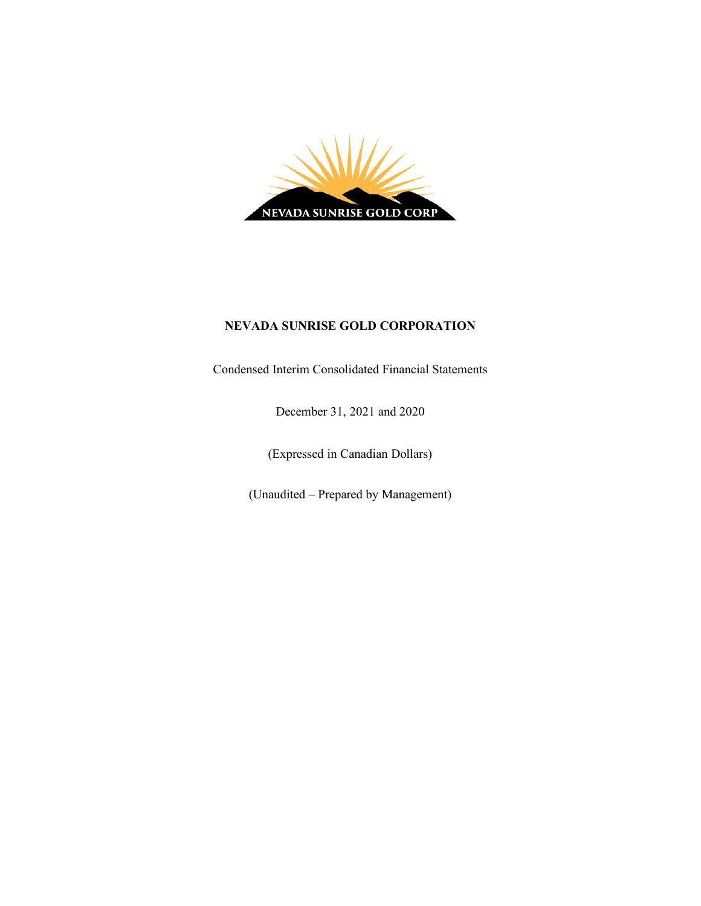# NEVADA SUNRISE GOLD CORPORATION

Condensed Interim Consolidated Financial Statements

December 31, 2021 and 2020

(Expressed in Canadian Dollars)

(Unaudited – Prepared by Management)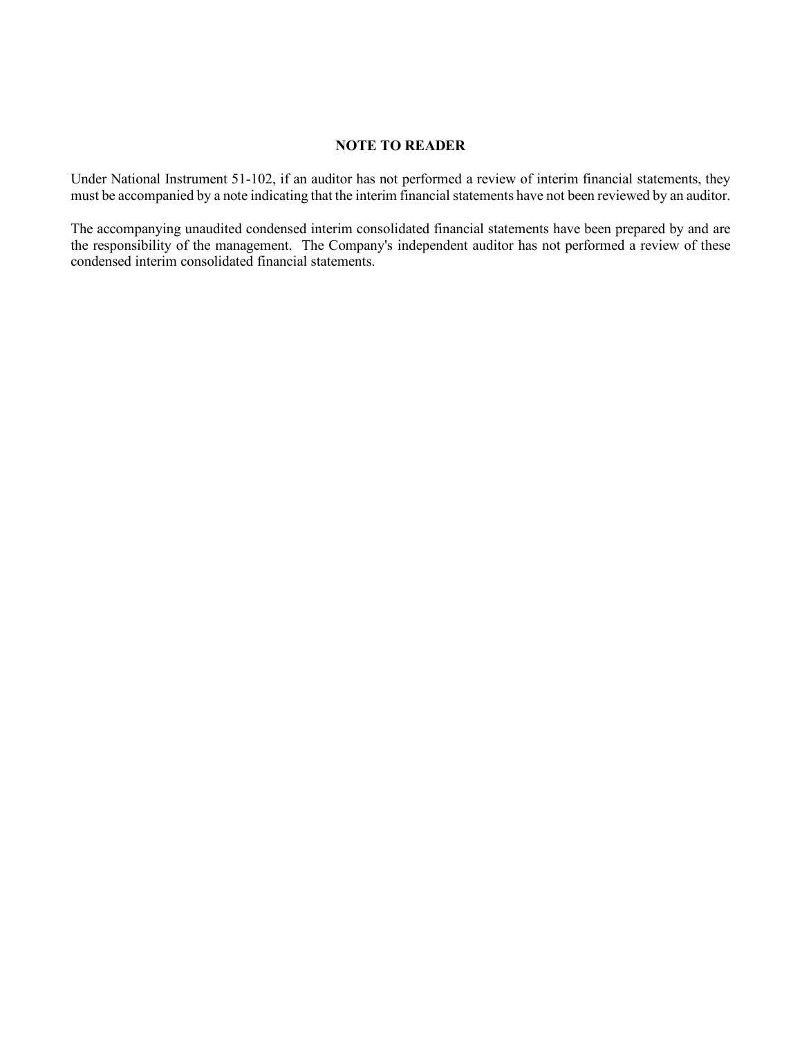## NOTE TO READER

Under National Instrument 51-102, if an auditor has not performed a review of interim financial statements, they must be accompanied by a note indicating that the interim financial statements have not been reviewed by an auditor.

The accompanying unaudited condensed interim consolidated financial statements have been prepared by and are the responsibility of the management. The Company's independent auditor has not performed a review of these condensed interim consolidated financial statements.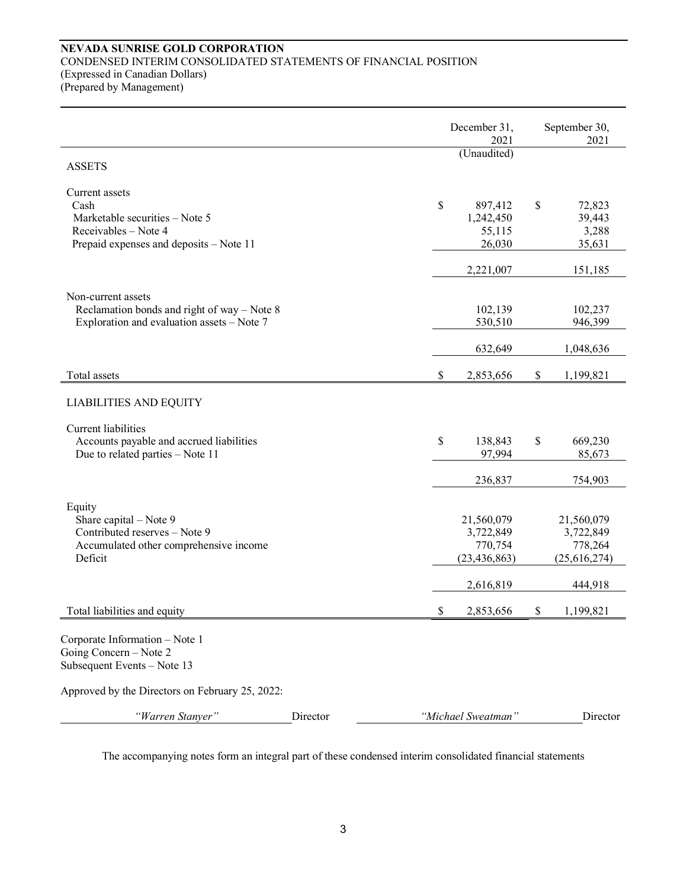**NEVADA SUNRISE GOLD CORPORATION**
CONDENSED INTERIM CONSOLIDATED STATEMENTS OF FINANCIAL POSITION
(Expressed in Canadian Dollars)
(Prepared by Management)

| | December 31, 2021 (Unaudited) | September 30, 2021 |
|---|---|---|
| ASSETS | | |
| Current assets | | |
| Cash | $ 897,412 | $ 72,823 |
| Marketable securities – Note 5 | 1,242,450 | 39,443 |
| Receivables – Note 4 | 55,115 | 3,288 |
| Prepaid expenses and deposits – Note 11 | 26,030 | 35,631 |
| | 2,221,007 | 151,185 |
| Non-current assets | | |
| Reclamation bonds and right of way – Note 8 | 102,139 | 102,237 |
| Exploration and evaluation assets – Note 7 | 530,510 | 946,399 |
| | 632,649 | 1,048,636 |
| Total assets | $ 2,853,656 | $ 1,199,821 |
| LIABILITIES AND EQUITY | | |
| Current liabilities | | |
| Accounts payable and accrued liabilities | $ 138,843 | $ 669,230 |
| Due to related parties – Note 11 | 97,994 | 85,673 |
| | 236,837 | 754,903 |
| Equity | | |
| Share capital – Note 9 | 21,560,079 | 21,560,079 |
| Contributed reserves – Note 9 | 3,722,849 | 3,722,849 |
| Accumulated other comprehensive income | 770,754 | 778,264 |
| Deficit | (23,436,863) | (25,616,274) |
| | 2,616,819 | 444,918 |
| Total liabilities and equity | $ 2,853,656 | $ 1,199,821 |

Corporate Information – Note 1
Going Concern – Note 2
Subsequent Events – Note 13

Approved by the Directors on February 25, 2022:

*"Warren Stanyer"* Director *"Michael Sweatman"* Director

The accompanying notes form an integral part of these condensed interim consolidated financial statements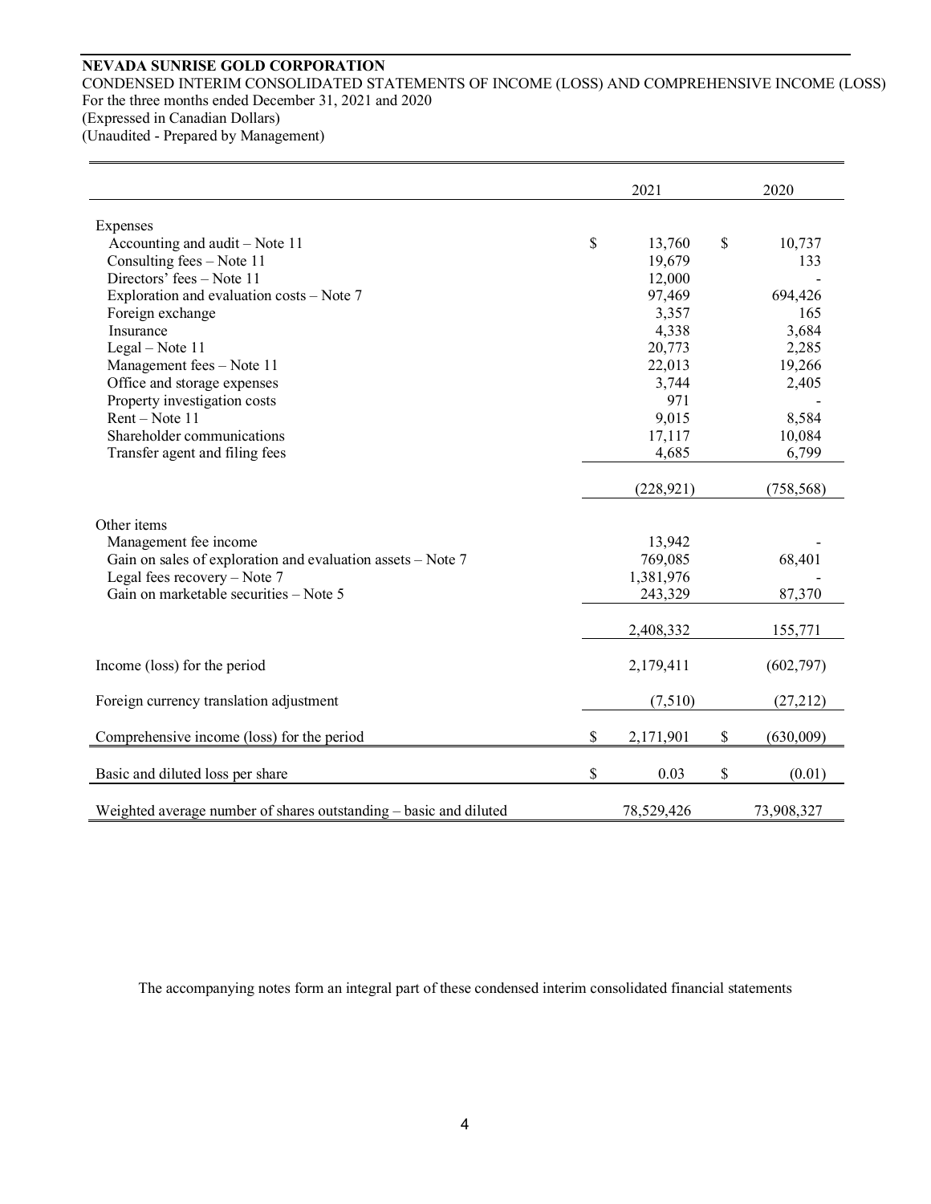**NEVADA SUNRISE GOLD CORPORATION**

CONDENSED INTERIM CONSOLIDATED STATEMENTS OF INCOME (LOSS) AND COMPREHENSIVE INCOME (LOSS)
For the three months ended December 31, 2021 and 2020
(Expressed in Canadian Dollars)
(Unaudited - Prepared by Management)

| | 2021 | 2020 |
|---|---|---|
| Expenses | | |
| Accounting and audit – Note 11 | $ 13,760 | $ 10,737 |
| Consulting fees – Note 11 | 19,679 | 133 |
| Directors' fees – Note 11 | 12,000 | - |
| Exploration and evaluation costs – Note 7 | 97,469 | 694,426 |
| Foreign exchange | 3,357 | 165 |
| Insurance | 4,338 | 3,684 |
| Legal – Note 11 | 20,773 | 2,285 |
| Management fees – Note 11 | 22,013 | 19,266 |
| Office and storage expenses | 3,744 | 2,405 |
| Property investigation costs | 971 | - |
| Rent – Note 11 | 9,015 | 8,584 |
| Shareholder communications | 17,117 | 10,084 |
| Transfer agent and filing fees | 4,685 | 6,799 |
| | (228,921) | (758,568) |
| Other items | | |
| Management fee income | 13,942 | - |
| Gain on sales of exploration and evaluation assets – Note 7 | 769,085 | 68,401 |
| Legal fees recovery – Note 7 | 1,381,976 | - |
| Gain on marketable securities – Note 5 | 243,329 | 87,370 |
| | 2,408,332 | 155,771 |
| Income (loss) for the period | 2,179,411 | (602,797) |
| Foreign currency translation adjustment | (7,510) | (27,212) |
| Comprehensive income (loss) for the period | $ 2,171,901 | $ (630,009) |
| Basic and diluted loss per share | $ 0.03 | $ (0.01) |
| Weighted average number of shares outstanding – basic and diluted | 78,529,426 | 73,908,327 |

The accompanying notes form an integral part of these condensed interim consolidated financial statements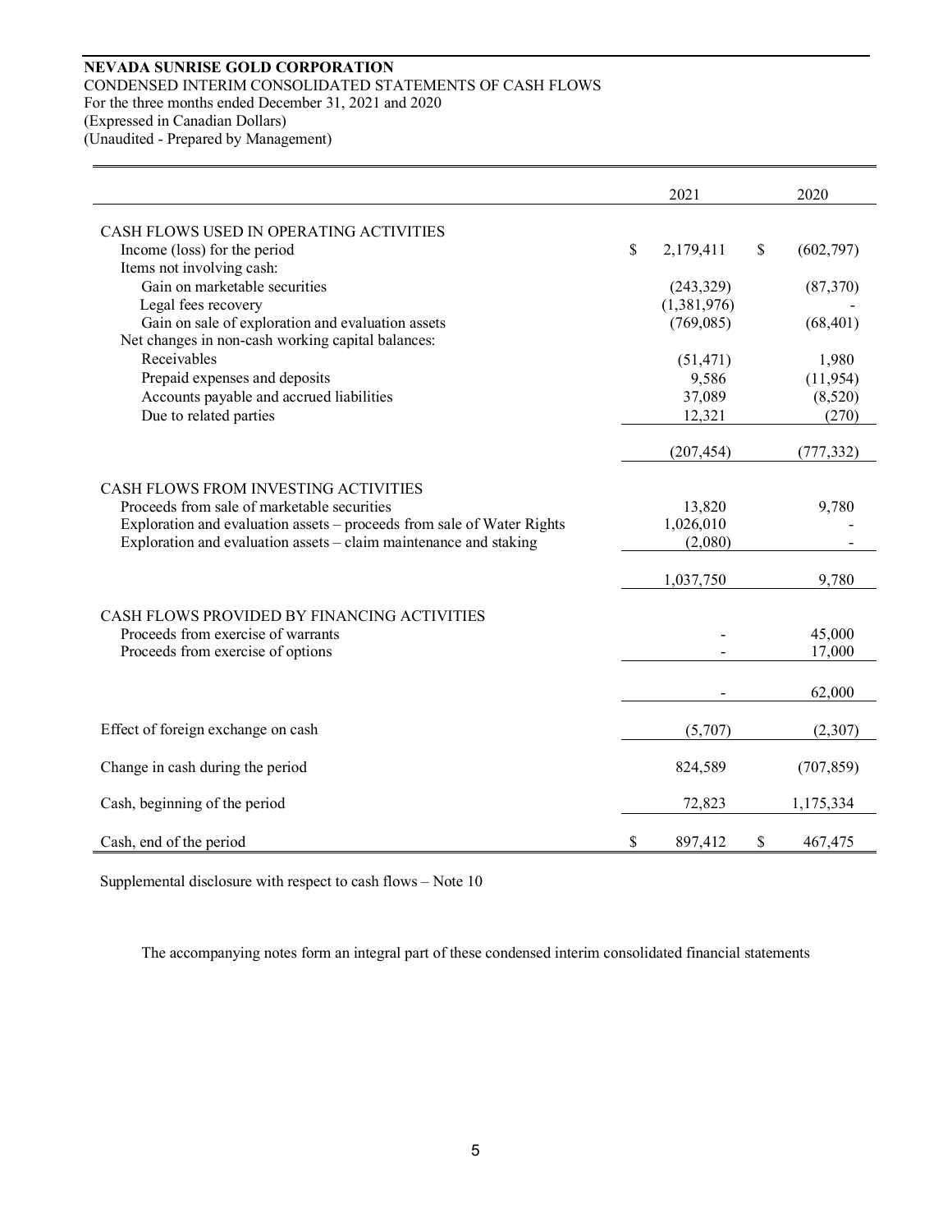**NEVADA SUNRISE GOLD CORPORATION**
CONDENSED INTERIM CONSOLIDATED STATEMENTS OF CASH FLOWS
For the three months ended December 31, 2021 and 2020
(Expressed in Canadian Dollars)
(Unaudited - Prepared by Management)

| | 2021 | 2020 |
|---|---|---|
| CASH FLOWS USED IN OPERATING ACTIVITIES | | |
| Income (loss) for the period | $ 2,179,411 | $ (602,797) |
| Items not involving cash: | | |
| Gain on marketable securities | (243,329) | (87,370) |
| Legal fees recovery | (1,381,976) | - |
| Gain on sale of exploration and evaluation assets | (769,085) | (68,401) |
| Net changes in non-cash working capital balances: | | |
| Receivables | (51,471) | 1,980 |
| Prepaid expenses and deposits | 9,586 | (11,954) |
| Accounts payable and accrued liabilities | 37,089 | (8,520) |
| Due to related parties | 12,321 | (270) |
| | (207,454) | (777,332) |
| CASH FLOWS FROM INVESTING ACTIVITIES | | |
| Proceeds from sale of marketable securities | 13,820 | 9,780 |
| Exploration and evaluation assets – proceeds from sale of Water Rights | 1,026,010 | - |
| Exploration and evaluation assets – claim maintenance and staking | (2,080) | - |
| | 1,037,750 | 9,780 |
| CASH FLOWS PROVIDED BY FINANCING ACTIVITIES | | |
| Proceeds from exercise of warrants | - | 45,000 |
| Proceeds from exercise of options | - | 17,000 |
| | - | 62,000 |
| Effect of foreign exchange on cash | (5,707) | (2,307) |
| Change in cash during the period | 824,589 | (707,859) |
| Cash, beginning of the period | 72,823 | 1,175,334 |
| Cash, end of the period | $ 897,412 | $ 467,475 |

Supplemental disclosure with respect to cash flows – Note 10

The accompanying notes form an integral part of these condensed interim consolidated financial statements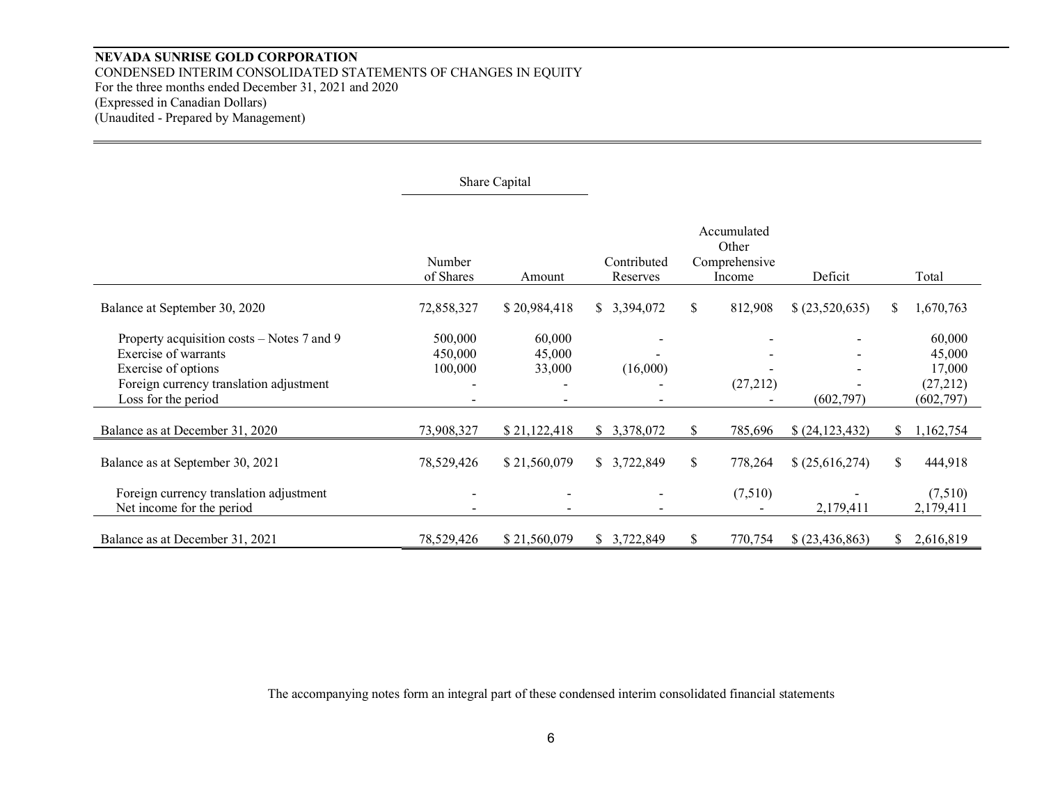**NEVADA SUNRISE GOLD CORPORATION**
CONDENSED INTERIM CONSOLIDATED STATEMENTS OF CHANGES IN EQUITY
For the three months ended December 31, 2021 and 2020
(Expressed in Canadian Dollars)
(Unaudited - Prepared by Management)

| | Share Capital | | | | | |
|---|---|---|---|---|---|---|
| | Number of Shares | Amount | Contributed Reserves | Accumulated Other Comprehensive Income | Deficit | Total |
| Balance at September 30, 2020 | 72,858,327 | $ 20,984,418 | $ 3,394,072 | $ 812,908 | $ (23,520,635) | $ 1,670,763 |
| Property acquisition costs – Notes 7 and 9 | 500,000 | 60,000 | - | - | - | 60,000 |
| Exercise of warrants | 450,000 | 45,000 | - | - | - | 45,000 |
| Exercise of options | 100,000 | 33,000 | (16,000) | - | - | 17,000 |
| Foreign currency translation adjustment | - | - | - | (27,212) | - | (27,212) |
| Loss for the period | - | - | - | - | (602,797) | (602,797) |
| Balance as at December 31, 2020 | 73,908,327 | $ 21,122,418 | $ 3,378,072 | $ 785,696 | $ (24,123,432) | $ 1,162,754 |
| Balance as at September 30, 2021 | 78,529,426 | $ 21,560,079 | $ 3,722,849 | $ 778,264 | $ (25,616,274) | $ 444,918 |
| Foreign currency translation adjustment | - | - | - | (7,510) | - | (7,510) |
| Net income for the period | - | - | - | - | 2,179,411 | 2,179,411 |
| Balance as at December 31, 2021 | 78,529,426 | $ 21,560,079 | $ 3,722,849 | $ 770,754 | $ (23,436,863) | $ 2,616,819 |

The accompanying notes form an integral part of these condensed interim consolidated financial statements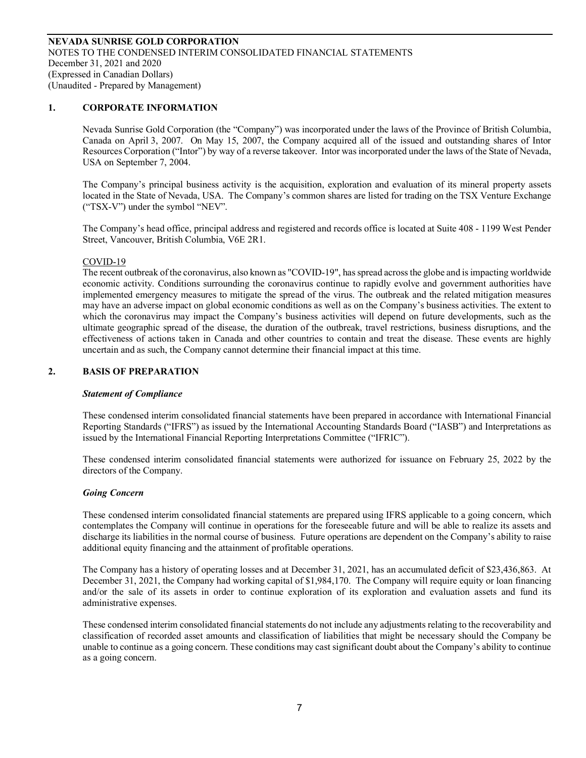**NEVADA SUNRISE GOLD CORPORATION**
NOTES TO THE CONDENSED INTERIM CONSOLIDATED FINANCIAL STATEMENTS
December 31, 2021 and 2020
(Expressed in Canadian Dollars)
(Unaudited - Prepared by Management)

## 1. CORPORATE INFORMATION

Nevada Sunrise Gold Corporation (the "Company") was incorporated under the laws of the Province of British Columbia, Canada on April 3, 2007. On May 15, 2007, the Company acquired all of the issued and outstanding shares of Intor Resources Corporation ("Intor") by way of a reverse takeover. Intor was incorporated under the laws of the State of Nevada, USA on September 7, 2004.

The Company's principal business activity is the acquisition, exploration and evaluation of its mineral property assets located in the State of Nevada, USA. The Company's common shares are listed for trading on the TSX Venture Exchange ("TSX-V") under the symbol "NEV".

The Company's head office, principal address and registered and records office is located at Suite 408 - 1199 West Pender Street, Vancouver, British Columbia, V6E 2R1.

COVID-19

The recent outbreak of the coronavirus, also known as "COVID-19", has spread across the globe and is impacting worldwide economic activity. Conditions surrounding the coronavirus continue to rapidly evolve and government authorities have implemented emergency measures to mitigate the spread of the virus. The outbreak and the related mitigation measures may have an adverse impact on global economic conditions as well as on the Company's business activities. The extent to which the coronavirus may impact the Company's business activities will depend on future developments, such as the ultimate geographic spread of the disease, the duration of the outbreak, travel restrictions, business disruptions, and the effectiveness of actions taken in Canada and other countries to contain and treat the disease. These events are highly uncertain and as such, the Company cannot determine their financial impact at this time.

## 2. BASIS OF PREPARATION

***Statement of Compliance***

These condensed interim consolidated financial statements have been prepared in accordance with International Financial Reporting Standards ("IFRS") as issued by the International Accounting Standards Board ("IASB") and Interpretations as issued by the International Financial Reporting Interpretations Committee ("IFRIC").

These condensed interim consolidated financial statements were authorized for issuance on February 25, 2022 by the directors of the Company.

***Going Concern***

These condensed interim consolidated financial statements are prepared using IFRS applicable to a going concern, which contemplates the Company will continue in operations for the foreseeable future and will be able to realize its assets and discharge its liabilities in the normal course of business. Future operations are dependent on the Company's ability to raise additional equity financing and the attainment of profitable operations.

The Company has a history of operating losses and at December 31, 2021, has an accumulated deficit of $23,436,863. At December 31, 2021, the Company had working capital of $1,984,170. The Company will require equity or loan financing and/or the sale of its assets in order to continue exploration of its exploration and evaluation assets and fund its administrative expenses.

These condensed interim consolidated financial statements do not include any adjustments relating to the recoverability and classification of recorded asset amounts and classification of liabilities that might be necessary should the Company be unable to continue as a going concern. These conditions may cast significant doubt about the Company's ability to continue as a going concern.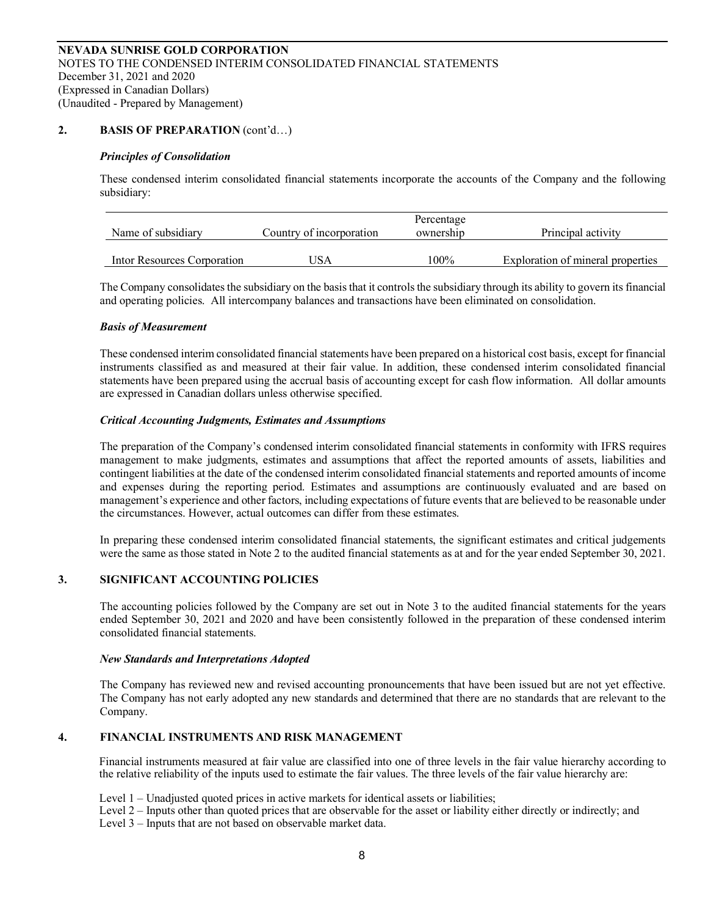**NEVADA SUNRISE GOLD CORPORATION**
NOTES TO THE CONDENSED INTERIM CONSOLIDATED FINANCIAL STATEMENTS
December 31, 2021 and 2020
(Expressed in Canadian Dollars)
(Unaudited - Prepared by Management)

## 2. BASIS OF PREPARATION (cont'd…)

### *Principles of Consolidation*

These condensed interim consolidated financial statements incorporate the accounts of the Company and the following subsidiary:

| Name of subsidiary | Country of incorporation | Percentage ownership | Principal activity |
|---|---|---|---|
| Intor Resources Corporation | USA | 100% | Exploration of mineral properties |

The Company consolidates the subsidiary on the basis that it controls the subsidiary through its ability to govern its financial and operating policies. All intercompany balances and transactions have been eliminated on consolidation.

### *Basis of Measurement*

These condensed interim consolidated financial statements have been prepared on a historical cost basis, except for financial instruments classified as and measured at their fair value. In addition, these condensed interim consolidated financial statements have been prepared using the accrual basis of accounting except for cash flow information. All dollar amounts are expressed in Canadian dollars unless otherwise specified.

### *Critical Accounting Judgments, Estimates and Assumptions*

The preparation of the Company's condensed interim consolidated financial statements in conformity with IFRS requires management to make judgments, estimates and assumptions that affect the reported amounts of assets, liabilities and contingent liabilities at the date of the condensed interim consolidated financial statements and reported amounts of income and expenses during the reporting period. Estimates and assumptions are continuously evaluated and are based on management's experience and other factors, including expectations of future events that are believed to be reasonable under the circumstances. However, actual outcomes can differ from these estimates.

In preparing these condensed interim consolidated financial statements, the significant estimates and critical judgements were the same as those stated in Note 2 to the audited financial statements as at and for the year ended September 30, 2021.

## 3. SIGNIFICANT ACCOUNTING POLICIES

The accounting policies followed by the Company are set out in Note 3 to the audited financial statements for the years ended September 30, 2021 and 2020 and have been consistently followed in the preparation of these condensed interim consolidated financial statements.

### *New Standards and Interpretations Adopted*

The Company has reviewed new and revised accounting pronouncements that have been issued but are not yet effective. The Company has not early adopted any new standards and determined that there are no standards that are relevant to the Company.

## 4. FINANCIAL INSTRUMENTS AND RISK MANAGEMENT

Financial instruments measured at fair value are classified into one of three levels in the fair value hierarchy according to the relative reliability of the inputs used to estimate the fair values. The three levels of the fair value hierarchy are:

Level 1 – Unadjusted quoted prices in active markets for identical assets or liabilities;
Level 2 – Inputs other than quoted prices that are observable for the asset or liability either directly or indirectly; and
Level 3 – Inputs that are not based on observable market data.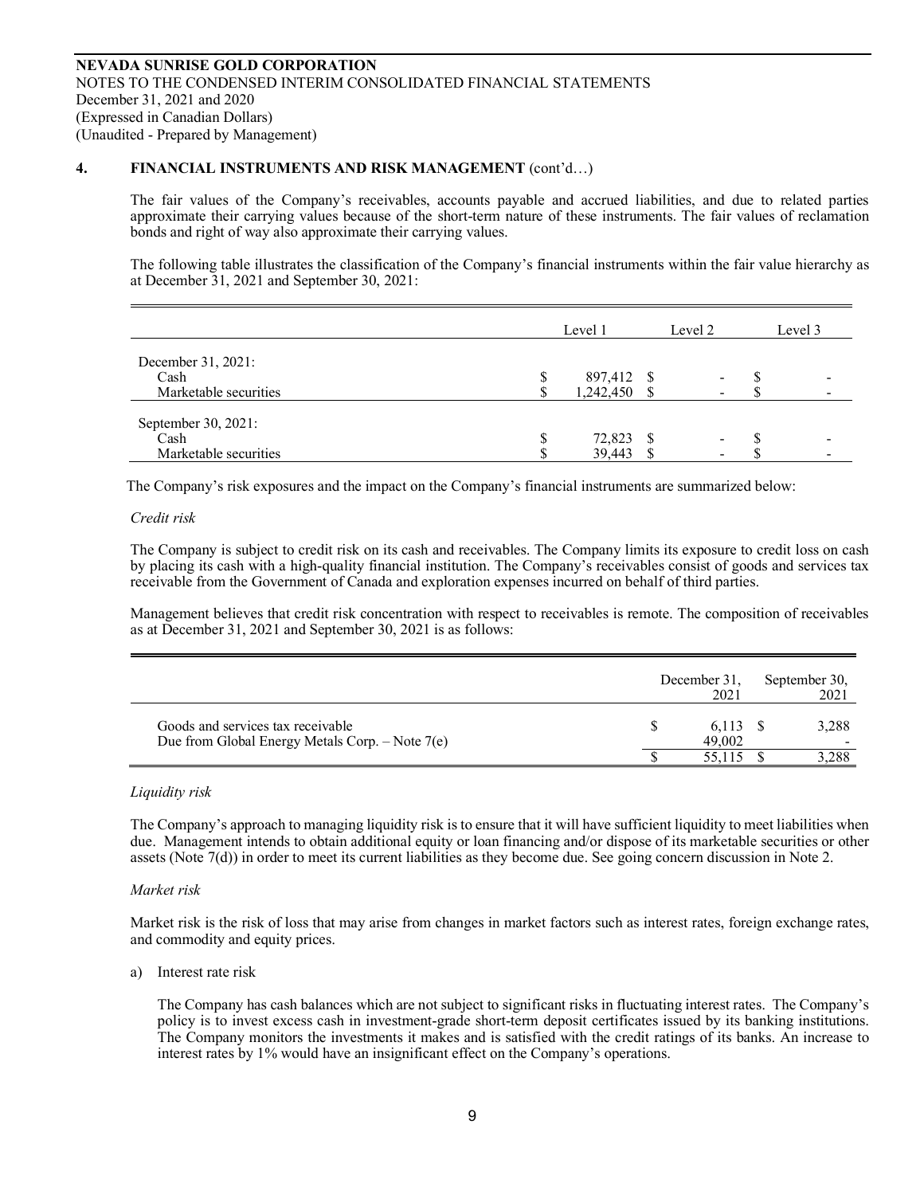**NEVADA SUNRISE GOLD CORPORATION**
NOTES TO THE CONDENSED INTERIM CONSOLIDATED FINANCIAL STATEMENTS
December 31, 2021 and 2020
(Expressed in Canadian Dollars)
(Unaudited - Prepared by Management)

## 4. FINANCIAL INSTRUMENTS AND RISK MANAGEMENT (cont'd…)

The fair values of the Company's receivables, accounts payable and accrued liabilities, and due to related parties approximate their carrying values because of the short-term nature of these instruments. The fair values of reclamation bonds and right of way also approximate their carrying values.

The following table illustrates the classification of the Company's financial instruments within the fair value hierarchy as at December 31, 2021 and September 30, 2021:

| | Level 1 | Level 2 | Level 3 |
|---|---|---|---|
| December 31, 2021: | | | |
| Cash | $ 897,412 | $ - | $ - |
| Marketable securities | $ 1,242,450 | $ - | $ - |
| September 30, 2021: | | | |
| Cash | $ 72,823 | $ - | $ - |
| Marketable securities | $ 39,443 | $ - | $ - |

The Company's risk exposures and the impact on the Company's financial instruments are summarized below:

*Credit risk*

The Company is subject to credit risk on its cash and receivables. The Company limits its exposure to credit loss on cash by placing its cash with a high-quality financial institution. The Company's receivables consist of goods and services tax receivable from the Government of Canada and exploration expenses incurred on behalf of third parties.

Management believes that credit risk concentration with respect to receivables is remote. The composition of receivables as at December 31, 2021 and September 30, 2021 is as follows:

| | December 31, 2021 | September 30, 2021 |
|---|---|---|
| Goods and services tax receivable | $ 6,113 | $ 3,288 |
| Due from Global Energy Metals Corp. – Note 7(e) | 49,002 | - |
| | $ 55,115 | $ 3,288 |

*Liquidity risk*

The Company's approach to managing liquidity risk is to ensure that it will have sufficient liquidity to meet liabilities when due. Management intends to obtain additional equity or loan financing and/or dispose of its marketable securities or other assets (Note 7(d)) in order to meet its current liabilities as they become due. See going concern discussion in Note 2.

*Market risk*

Market risk is the risk of loss that may arise from changes in market factors such as interest rates, foreign exchange rates, and commodity and equity prices.

a) Interest rate risk

The Company has cash balances which are not subject to significant risks in fluctuating interest rates. The Company's policy is to invest excess cash in investment-grade short-term deposit certificates issued by its banking institutions. The Company monitors the investments it makes and is satisfied with the credit ratings of its banks. An increase to interest rates by 1% would have an insignificant effect on the Company's operations.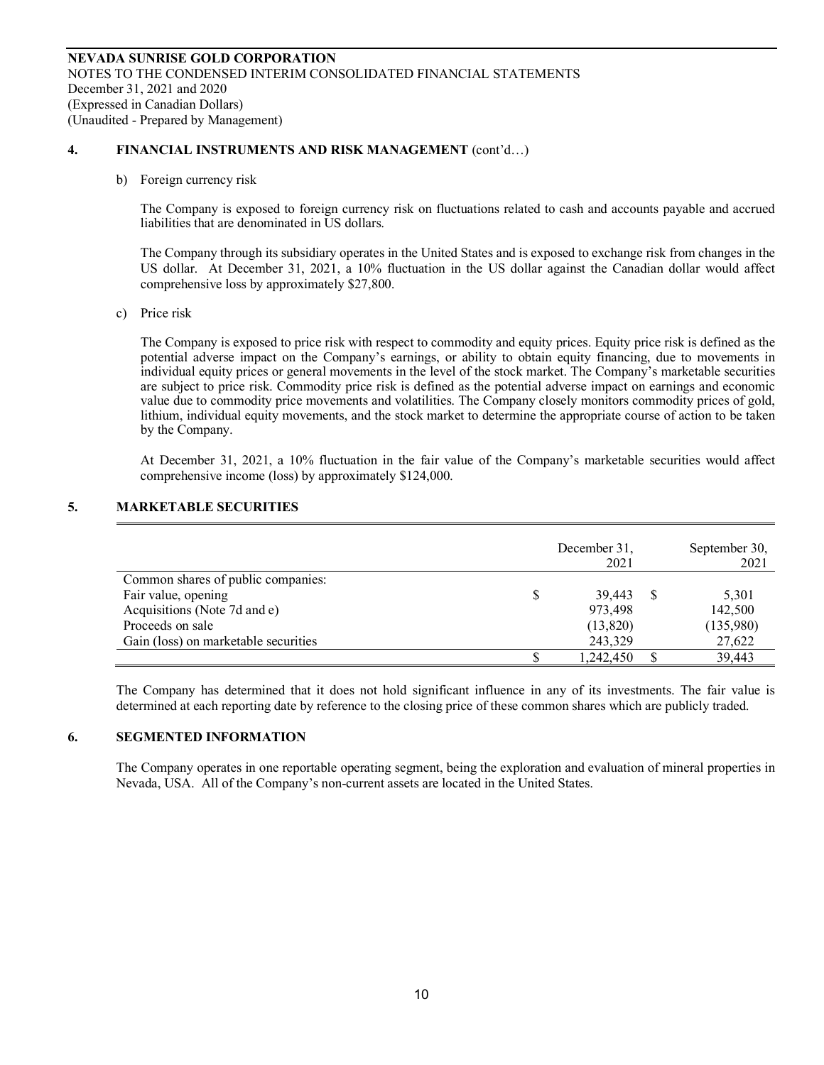**NEVADA SUNRISE GOLD CORPORATION**
NOTES TO THE CONDENSED INTERIM CONSOLIDATED FINANCIAL STATEMENTS
December 31, 2021 and 2020
(Expressed in Canadian Dollars)
(Unaudited - Prepared by Management)

## 4. FINANCIAL INSTRUMENTS AND RISK MANAGEMENT (cont'd…)

b) Foreign currency risk

The Company is exposed to foreign currency risk on fluctuations related to cash and accounts payable and accrued liabilities that are denominated in US dollars.

The Company through its subsidiary operates in the United States and is exposed to exchange risk from changes in the US dollar. At December 31, 2021, a 10% fluctuation in the US dollar against the Canadian dollar would affect comprehensive loss by approximately $27,800.

c) Price risk

The Company is exposed to price risk with respect to commodity and equity prices. Equity price risk is defined as the potential adverse impact on the Company's earnings, or ability to obtain equity financing, due to movements in individual equity prices or general movements in the level of the stock market. The Company's marketable securities are subject to price risk. Commodity price risk is defined as the potential adverse impact on earnings and economic value due to commodity price movements and volatilities. The Company closely monitors commodity prices of gold, lithium, individual equity movements, and the stock market to determine the appropriate course of action to be taken by the Company.

At December 31, 2021, a 10% fluctuation in the fair value of the Company's marketable securities would affect comprehensive income (loss) by approximately $124,000.

## 5. MARKETABLE SECURITIES

| | December 31, 2021 | September 30, 2021 |
|---|---|---|
| Common shares of public companies: | | |
| Fair value, opening | $ 39,443 | $ 5,301 |
| Acquisitions (Note 7d and e) | 973,498 | 142,500 |
| Proceeds on sale | (13,820) | (135,980) |
| Gain (loss) on marketable securities | 243,329 | 27,622 |
| | $ 1,242,450 | $ 39,443 |

The Company has determined that it does not hold significant influence in any of its investments. The fair value is determined at each reporting date by reference to the closing price of these common shares which are publicly traded.

## 6. SEGMENTED INFORMATION

The Company operates in one reportable operating segment, being the exploration and evaluation of mineral properties in Nevada, USA. All of the Company's non-current assets are located in the United States.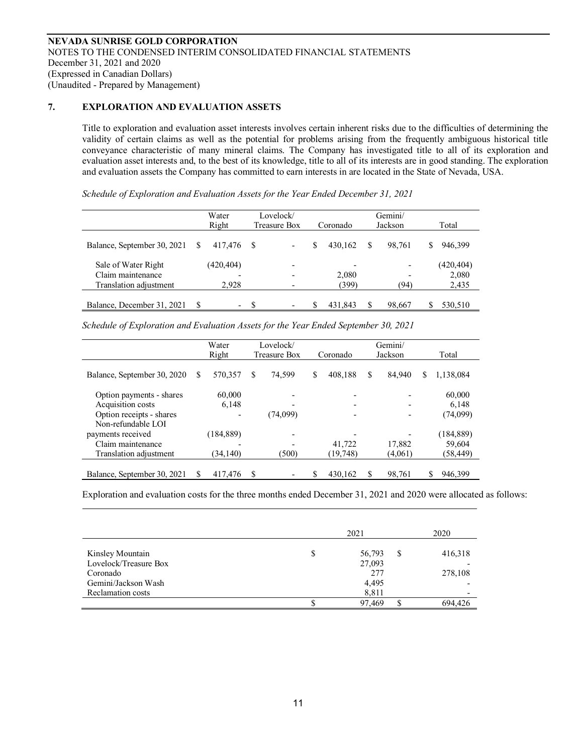**NEVADA SUNRISE GOLD CORPORATION**
NOTES TO THE CONDENSED INTERIM CONSOLIDATED FINANCIAL STATEMENTS
December 31, 2021 and 2020
(Expressed in Canadian Dollars)
(Unaudited - Prepared by Management)

## 7. EXPLORATION AND EVALUATION ASSETS

Title to exploration and evaluation asset interests involves certain inherent risks due to the difficulties of determining the validity of certain claims as well as the potential for problems arising from the frequently ambiguous historical title conveyance characteristic of many mineral claims. The Company has investigated title to all of its exploration and evaluation asset interests and, to the best of its knowledge, title to all of its interests are in good standing. The exploration and evaluation assets the Company has committed to earn interests in are located in the State of Nevada, USA.

*Schedule of Exploration and Evaluation Assets for the Year Ended December 31, 2021*

| | Water Right | Lovelock/ Treasure Box | Coronado | Gemini/ Jackson | Total |
|---|---|---|---|---|---|
| Balance, September 30, 2021 | $ 417,476 | $ - | $ 430,162 | $ 98,761 | $ 946,399 |
| Sale of Water Right | (420,404) | - | - | - | (420,404) |
| Claim maintenance | - | - | 2,080 | - | 2,080 |
| Translation adjustment | 2,928 | - | (399) | (94) | 2,435 |
| Balance, December 31, 2021 | $ - | $ - | $ 431,843 | $ 98,667 | $ 530,510 |

*Schedule of Exploration and Evaluation Assets for the Year Ended September 30, 2021*

| | Water Right | Lovelock/ Treasure Box | Coronado | Gemini/ Jackson | Total |
|---|---|---|---|---|---|
| Balance, September 30, 2020 | $ 570,357 | $ 74,599 | $ 408,188 | $ 84,940 | $ 1,138,084 |
| Option payments - shares | 60,000 | - | - | - | 60,000 |
| Acquisition costs | 6,148 | - | - | - | 6,148 |
| Option receipts - shares | - | (74,099) | - | - | (74,099) |
| Non-refundable LOI payments received | (184,889) | - | - | - | (184,889) |
| Claim maintenance | - | - | 41,722 | 17,882 | 59,604 |
| Translation adjustment | (34,140) | (500) | (19,748) | (4,061) | (58,449) |
| Balance, September 30, 2021 | $ 417,476 | $ - | $ 430,162 | $ 98,761 | $ 946,399 |

Exploration and evaluation costs for the three months ended December 31, 2021 and 2020 were allocated as follows:

| | 2021 | 2020 |
|---|---|---|
| Kinsley Mountain | $ 56,793 | $ 416,318 |
| Lovelock/Treasure Box | 27,093 | - |
| Coronado | 277 | 278,108 |
| Gemini/Jackson Wash | 4,495 | - |
| Reclamation costs | 8,811 | - |
| | $ 97,469 | $ 694,426 |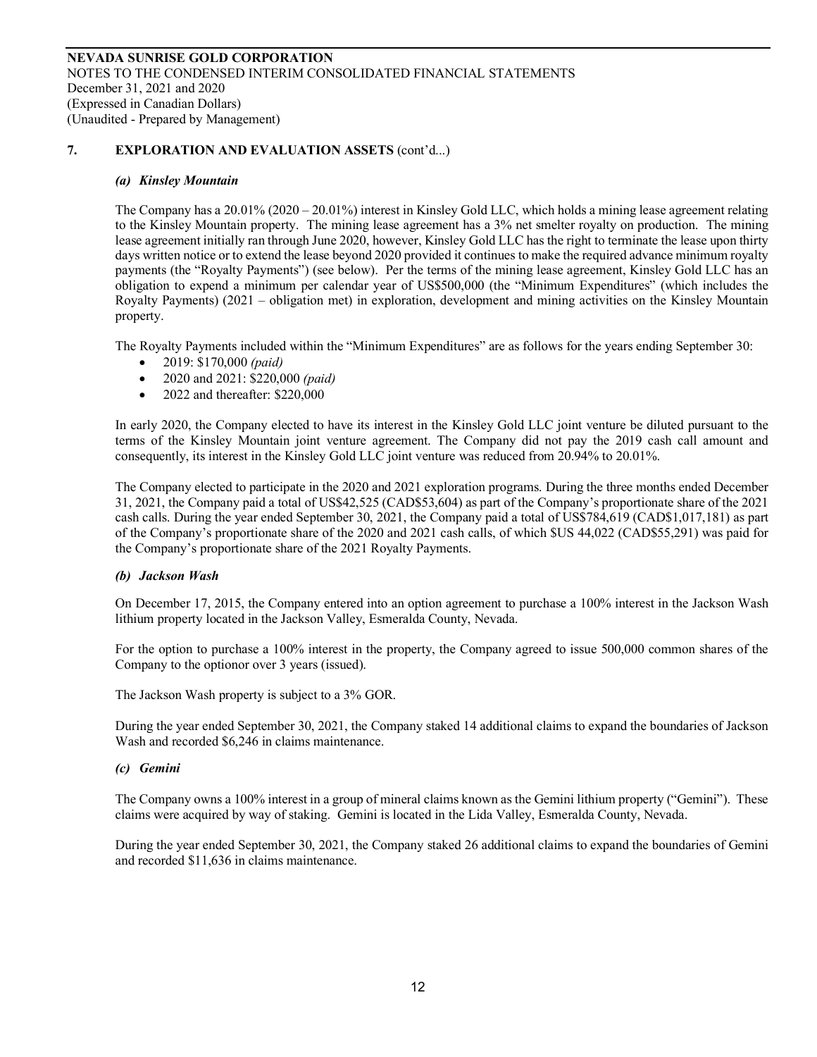**NEVADA SUNRISE GOLD CORPORATION**
NOTES TO THE CONDENSED INTERIM CONSOLIDATED FINANCIAL STATEMENTS
December 31, 2021 and 2020
(Expressed in Canadian Dollars)
(Unaudited - Prepared by Management)

## 7. EXPLORATION AND EVALUATION ASSETS (cont'd...)

### *(a) Kinsley Mountain*

The Company has a 20.01% (2020 – 20.01%) interest in Kinsley Gold LLC, which holds a mining lease agreement relating to the Kinsley Mountain property. The mining lease agreement has a 3% net smelter royalty on production. The mining lease agreement initially ran through June 2020, however, Kinsley Gold LLC has the right to terminate the lease upon thirty days written notice or to extend the lease beyond 2020 provided it continues to make the required advance minimum royalty payments (the "Royalty Payments") (see below). Per the terms of the mining lease agreement, Kinsley Gold LLC has an obligation to expend a minimum per calendar year of US$500,000 (the "Minimum Expenditures" (which includes the Royalty Payments) (2021 – obligation met) in exploration, development and mining activities on the Kinsley Mountain property.

The Royalty Payments included within the "Minimum Expenditures" are as follows for the years ending September 30:

- 2019: $170,000 *(paid)*
- 2020 and 2021: $220,000 *(paid)*
- 2022 and thereafter: $220,000

In early 2020, the Company elected to have its interest in the Kinsley Gold LLC joint venture be diluted pursuant to the terms of the Kinsley Mountain joint venture agreement. The Company did not pay the 2019 cash call amount and consequently, its interest in the Kinsley Gold LLC joint venture was reduced from 20.94% to 20.01%.

The Company elected to participate in the 2020 and 2021 exploration programs. During the three months ended December 31, 2021, the Company paid a total of US$42,525 (CAD$53,604) as part of the Company's proportionate share of the 2021 cash calls. During the year ended September 30, 2021, the Company paid a total of US$784,619 (CAD$1,017,181) as part of the Company's proportionate share of the 2020 and 2021 cash calls, of which $US 44,022 (CAD$55,291) was paid for the Company's proportionate share of the 2021 Royalty Payments.

### *(b) Jackson Wash*

On December 17, 2015, the Company entered into an option agreement to purchase a 100% interest in the Jackson Wash lithium property located in the Jackson Valley, Esmeralda County, Nevada.

For the option to purchase a 100% interest in the property, the Company agreed to issue 500,000 common shares of the Company to the optionor over 3 years (issued).

The Jackson Wash property is subject to a 3% GOR.

During the year ended September 30, 2021, the Company staked 14 additional claims to expand the boundaries of Jackson Wash and recorded $6,246 in claims maintenance.

### *(c) Gemini*

The Company owns a 100% interest in a group of mineral claims known as the Gemini lithium property ("Gemini"). These claims were acquired by way of staking. Gemini is located in the Lida Valley, Esmeralda County, Nevada.

During the year ended September 30, 2021, the Company staked 26 additional claims to expand the boundaries of Gemini and recorded $11,636 in claims maintenance.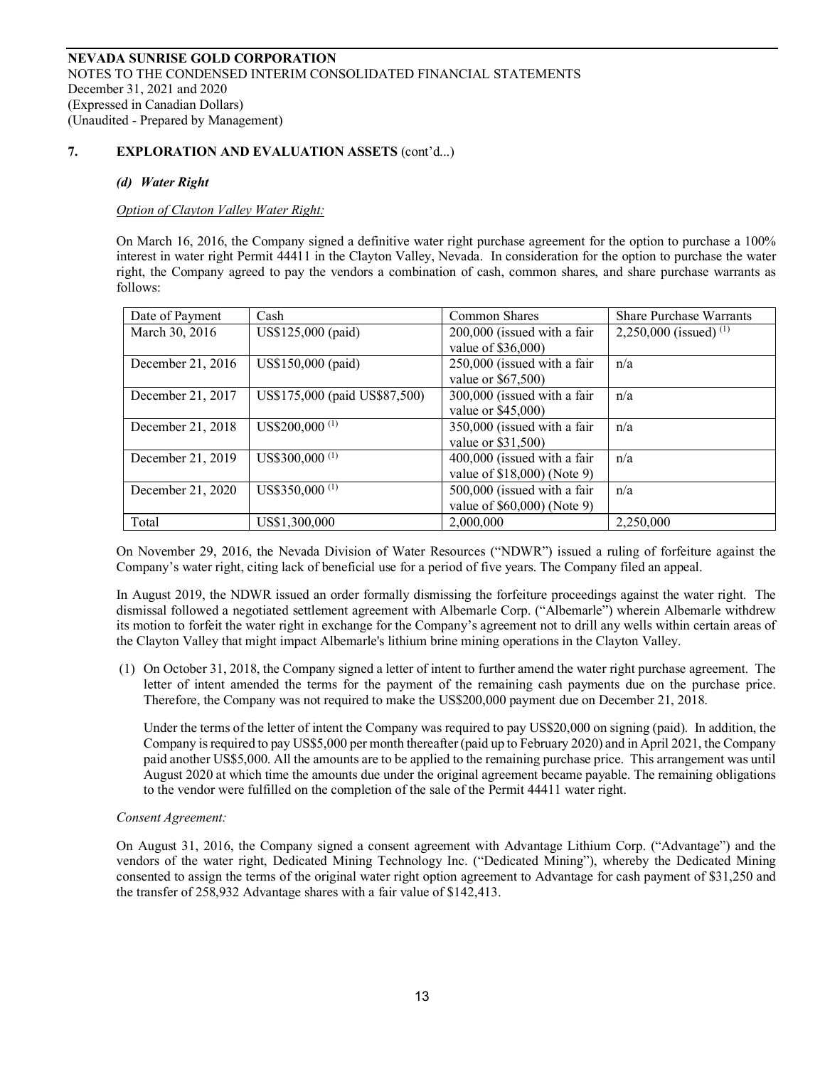**NEVADA SUNRISE GOLD CORPORATION**
NOTES TO THE CONDENSED INTERIM CONSOLIDATED FINANCIAL STATEMENTS
December 31, 2021 and 2020
(Expressed in Canadian Dollars)
(Unaudited - Prepared by Management)

## 7. EXPLORATION AND EVALUATION ASSETS (cont'd...)

### *(d) Water Right*

*Option of Clayton Valley Water Right:*

On March 16, 2016, the Company signed a definitive water right purchase agreement for the option to purchase a 100% interest in water right Permit 44411 in the Clayton Valley, Nevada. In consideration for the option to purchase the water right, the Company agreed to pay the vendors a combination of cash, common shares, and share purchase warrants as follows:

| Date of Payment | Cash | Common Shares | Share Purchase Warrants |
|---|---|---|---|
| March 30, 2016 | US$125,000 (paid) | 200,000 (issued with a fair value of $36,000) | 2,250,000 (issued) [(1)] |
| December 21, 2016 | US$150,000 (paid) | 250,000 (issued with a fair value or $67,500) | n/a |
| December 21, 2017 | US$175,000 (paid US$87,500) | 300,000 (issued with a fair value or $45,000) | n/a |
| December 21, 2018 | US$200,000 [(1)] | 350,000 (issued with a fair value or $31,500) | n/a |
| December 21, 2019 | US$300,000 [(1)] | 400,000 (issued with a fair value of $18,000) (Note 9) | n/a |
| December 21, 2020 | US$350,000 [(1)] | 500,000 (issued with a fair value of $60,000) (Note 9) | n/a |
| Total | US$1,300,000 | 2,000,000 | 2,250,000 |

On November 29, 2016, the Nevada Division of Water Resources ("NDWR") issued a ruling of forfeiture against the Company's water right, citing lack of beneficial use for a period of five years. The Company filed an appeal.

In August 2019, the NDWR issued an order formally dismissing the forfeiture proceedings against the water right. The dismissal followed a negotiated settlement agreement with Albemarle Corp. ("Albemarle") wherein Albemarle withdrew its motion to forfeit the water right in exchange for the Company's agreement not to drill any wells within certain areas of the Clayton Valley that might impact Albemarle's lithium brine mining operations in the Clayton Valley.

(1) On October 31, 2018, the Company signed a letter of intent to further amend the water right purchase agreement. The letter of intent amended the terms for the payment of the remaining cash payments due on the purchase price. Therefore, the Company was not required to make the US$200,000 payment due on December 21, 2018.

Under the terms of the letter of intent the Company was required to pay US$20,000 on signing (paid). In addition, the Company is required to pay US$5,000 per month thereafter (paid up to February 2020) and in April 2021, the Company paid another US$5,000. All the amounts are to be applied to the remaining purchase price. This arrangement was until August 2020 at which time the amounts due under the original agreement became payable. The remaining obligations to the vendor were fulfilled on the completion of the sale of the Permit 44411 water right.

*Consent Agreement:*

On August 31, 2016, the Company signed a consent agreement with Advantage Lithium Corp. ("Advantage") and the vendors of the water right, Dedicated Mining Technology Inc. ("Dedicated Mining"), whereby the Dedicated Mining consented to assign the terms of the original water right option agreement to Advantage for cash payment of $31,250 and the transfer of 258,932 Advantage shares with a fair value of $142,413.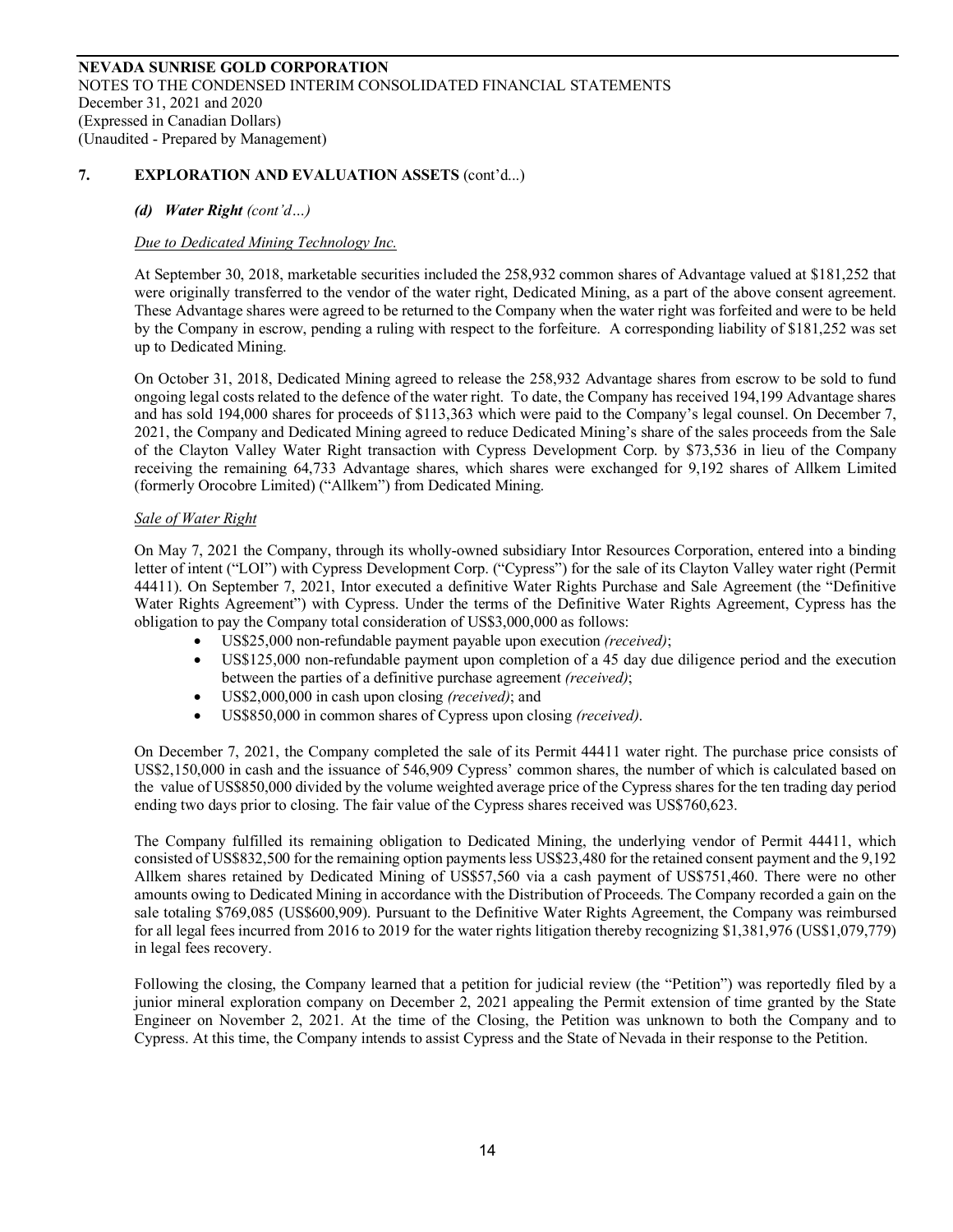## 7. EXPLORATION AND EVALUATION ASSETS (cont'd...)

### *(d) Water Right (cont'd…)*

#### Due to Dedicated Mining Technology Inc.

At September 30, 2018, marketable securities included the 258,932 common shares of Advantage valued at $181,252 that were originally transferred to the vendor of the water right, Dedicated Mining, as a part of the above consent agreement. These Advantage shares were agreed to be returned to the Company when the water right was forfeited and were to be held by the Company in escrow, pending a ruling with respect to the forfeiture. A corresponding liability of $181,252 was set up to Dedicated Mining.

On October 31, 2018, Dedicated Mining agreed to release the 258,932 Advantage shares from escrow to be sold to fund ongoing legal costs related to the defence of the water right. To date, the Company has received 194,199 Advantage shares and has sold 194,000 shares for proceeds of $113,363 which were paid to the Company's legal counsel. On December 7, 2021, the Company and Dedicated Mining agreed to reduce Dedicated Mining's share of the sales proceeds from the Sale of the Clayton Valley Water Right transaction with Cypress Development Corp. by $73,536 in lieu of the Company receiving the remaining 64,733 Advantage shares, which shares were exchanged for 9,192 shares of Allkem Limited (formerly Orocobre Limited) ("Allkem") from Dedicated Mining.

#### Sale of Water Right

On May 7, 2021 the Company, through its wholly-owned subsidiary Intor Resources Corporation, entered into a binding letter of intent ("LOI") with Cypress Development Corp. ("Cypress") for the sale of its Clayton Valley water right (Permit 44411). On September 7, 2021, Intor executed a definitive Water Rights Purchase and Sale Agreement (the "Definitive Water Rights Agreement") with Cypress. Under the terms of the Definitive Water Rights Agreement, Cypress has the obligation to pay the Company total consideration of US$3,000,000 as follows:

- US$25,000 non-refundable payment payable upon execution *(received)*;
- US$125,000 non-refundable payment upon completion of a 45 day due diligence period and the execution between the parties of a definitive purchase agreement *(received)*;
- US$2,000,000 in cash upon closing *(received)*; and
- US$850,000 in common shares of Cypress upon closing *(received)*.

On December 7, 2021, the Company completed the sale of its Permit 44411 water right. The purchase price consists of US$2,150,000 in cash and the issuance of 546,909 Cypress' common shares, the number of which is calculated based on the value of US$850,000 divided by the volume weighted average price of the Cypress shares for the ten trading day period ending two days prior to closing. The fair value of the Cypress shares received was US$760,623.

The Company fulfilled its remaining obligation to Dedicated Mining, the underlying vendor of Permit 44411, which consisted of US$832,500 for the remaining option payments less US$23,480 for the retained consent payment and the 9,192 Allkem shares retained by Dedicated Mining of US$57,560 via a cash payment of US$751,460. There were no other amounts owing to Dedicated Mining in accordance with the Distribution of Proceeds. The Company recorded a gain on the sale totaling $769,085 (US$600,909). Pursuant to the Definitive Water Rights Agreement, the Company was reimbursed for all legal fees incurred from 2016 to 2019 for the water rights litigation thereby recognizing $1,381,976 (US$1,079,779) in legal fees recovery.

Following the closing, the Company learned that a petition for judicial review (the "Petition") was reportedly filed by a junior mineral exploration company on December 2, 2021 appealing the Permit extension of time granted by the State Engineer on November 2, 2021. At the time of the Closing, the Petition was unknown to both the Company and to Cypress. At this time, the Company intends to assist Cypress and the State of Nevada in their response to the Petition.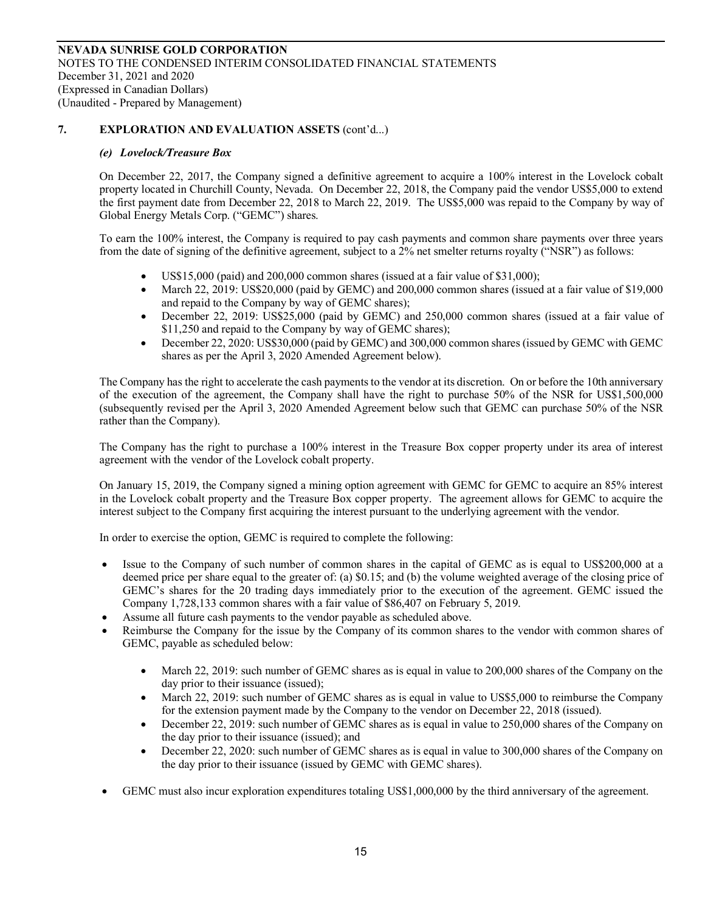## 7. EXPLORATION AND EVALUATION ASSETS (cont'd...)

### *(e) Lovelock/Treasure Box*

On December 22, 2017, the Company signed a definitive agreement to acquire a 100% interest in the Lovelock cobalt property located in Churchill County, Nevada. On December 22, 2018, the Company paid the vendor US$5,000 to extend the first payment date from December 22, 2018 to March 22, 2019. The US$5,000 was repaid to the Company by way of Global Energy Metals Corp. ("GEMC") shares.

To earn the 100% interest, the Company is required to pay cash payments and common share payments over three years from the date of signing of the definitive agreement, subject to a 2% net smelter returns royalty ("NSR") as follows:

- US$15,000 (paid) and 200,000 common shares (issued at a fair value of $31,000);
- March 22, 2019: US$20,000 (paid by GEMC) and 200,000 common shares (issued at a fair value of $19,000 and repaid to the Company by way of GEMC shares);
- December 22, 2019: US$25,000 (paid by GEMC) and 250,000 common shares (issued at a fair value of $11,250 and repaid to the Company by way of GEMC shares);
- December 22, 2020: US$30,000 (paid by GEMC) and 300,000 common shares (issued by GEMC with GEMC shares as per the April 3, 2020 Amended Agreement below).

The Company has the right to accelerate the cash payments to the vendor at its discretion. On or before the 10th anniversary of the execution of the agreement, the Company shall have the right to purchase 50% of the NSR for US$1,500,000 (subsequently revised per the April 3, 2020 Amended Agreement below such that GEMC can purchase 50% of the NSR rather than the Company).

The Company has the right to purchase a 100% interest in the Treasure Box copper property under its area of interest agreement with the vendor of the Lovelock cobalt property.

On January 15, 2019, the Company signed a mining option agreement with GEMC for GEMC to acquire an 85% interest in the Lovelock cobalt property and the Treasure Box copper property. The agreement allows for GEMC to acquire the interest subject to the Company first acquiring the interest pursuant to the underlying agreement with the vendor.

In order to exercise the option, GEMC is required to complete the following:

- Issue to the Company of such number of common shares in the capital of GEMC as is equal to US$200,000 at a deemed price per share equal to the greater of: (a) $0.15; and (b) the volume weighted average of the closing price of GEMC's shares for the 20 trading days immediately prior to the execution of the agreement. GEMC issued the Company 1,728,133 common shares with a fair value of $86,407 on February 5, 2019.
- Assume all future cash payments to the vendor payable as scheduled above.
- Reimburse the Company for the issue by the Company of its common shares to the vendor with common shares of GEMC, payable as scheduled below:
  - March 22, 2019: such number of GEMC shares as is equal in value to 200,000 shares of the Company on the day prior to their issuance (issued);
  - March 22, 2019: such number of GEMC shares as is equal in value to US$5,000 to reimburse the Company for the extension payment made by the Company to the vendor on December 22, 2018 (issued).
  - December 22, 2019: such number of GEMC shares as is equal in value to 250,000 shares of the Company on the day prior to their issuance (issued); and
  - December 22, 2020: such number of GEMC shares as is equal in value to 300,000 shares of the Company on the day prior to their issuance (issued by GEMC with GEMC shares).
- GEMC must also incur exploration expenditures totaling US$1,000,000 by the third anniversary of the agreement.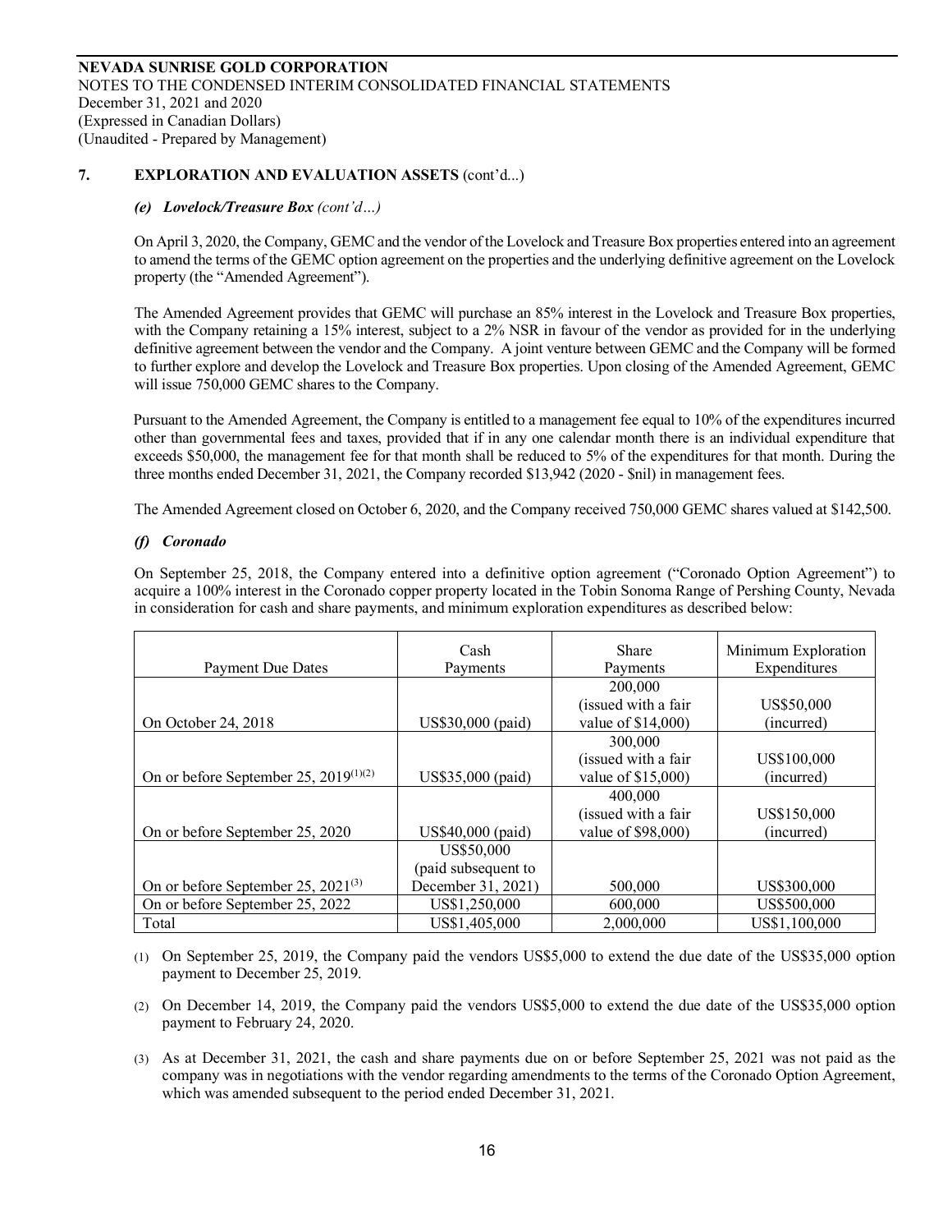**NEVADA SUNRISE GOLD CORPORATION**
NOTES TO THE CONDENSED INTERIM CONSOLIDATED FINANCIAL STATEMENTS
December 31, 2021 and 2020
(Expressed in Canadian Dollars)
(Unaudited - Prepared by Management)

## 7. EXPLORATION AND EVALUATION ASSETS (cont'd...)

### *(e) Lovelock/Treasure Box (cont'd…)*

On April 3, 2020, the Company, GEMC and the vendor of the Lovelock and Treasure Box properties entered into an agreement to amend the terms of the GEMC option agreement on the properties and the underlying definitive agreement on the Lovelock property (the "Amended Agreement").

The Amended Agreement provides that GEMC will purchase an 85% interest in the Lovelock and Treasure Box properties, with the Company retaining a 15% interest, subject to a 2% NSR in favour of the vendor as provided for in the underlying definitive agreement between the vendor and the Company. A joint venture between GEMC and the Company will be formed to further explore and develop the Lovelock and Treasure Box properties. Upon closing of the Amended Agreement, GEMC will issue 750,000 GEMC shares to the Company.

Pursuant to the Amended Agreement, the Company is entitled to a management fee equal to 10% of the expenditures incurred other than governmental fees and taxes, provided that if in any one calendar month there is an individual expenditure that exceeds $50,000, the management fee for that month shall be reduced to 5% of the expenditures for that month. During the three months ended December 31, 2021, the Company recorded $13,942 (2020 - $nil) in management fees.

The Amended Agreement closed on October 6, 2020, and the Company received 750,000 GEMC shares valued at $142,500.

### *(f) Coronado*

On September 25, 2018, the Company entered into a definitive option agreement ("Coronado Option Agreement") to acquire a 100% interest in the Coronado copper property located in the Tobin Sonoma Range of Pershing County, Nevada in consideration for cash and share payments, and minimum exploration expenditures as described below:

| Payment Due Dates | Cash Payments | Share Payments | Minimum Exploration Expenditures |
|---|---|---|---|
| On October 24, 2018 | US$30,000 (paid) | 200,000 (issued with a fair value of $14,000) | US$50,000 (incurred) |
| On or before September 25, 2019[(1)(2)] | US$35,000 (paid) | 300,000 (issued with a fair value of $15,000) | US$100,000 (incurred) |
| On or before September 25, 2020 | US$40,000 (paid) | 400,000 (issued with a fair value of $98,000) | US$150,000 (incurred) |
| On or before September 25, 2021[(3)] | US$50,000 (paid subsequent to December 31, 2021) | 500,000 | US$300,000 |
| On or before September 25, 2022 | US$1,250,000 | 600,000 | US$500,000 |
| Total | US$1,405,000 | 2,000,000 | US$1,100,000 |

(1) On September 25, 2019, the Company paid the vendors US$5,000 to extend the due date of the US$35,000 option payment to December 25, 2019.

(2) On December 14, 2019, the Company paid the vendors US$5,000 to extend the due date of the US$35,000 option payment to February 24, 2020.

(3) As at December 31, 2021, the cash and share payments due on or before September 25, 2021 was not paid as the company was in negotiations with the vendor regarding amendments to the terms of the Coronado Option Agreement, which was amended subsequent to the period ended December 31, 2021.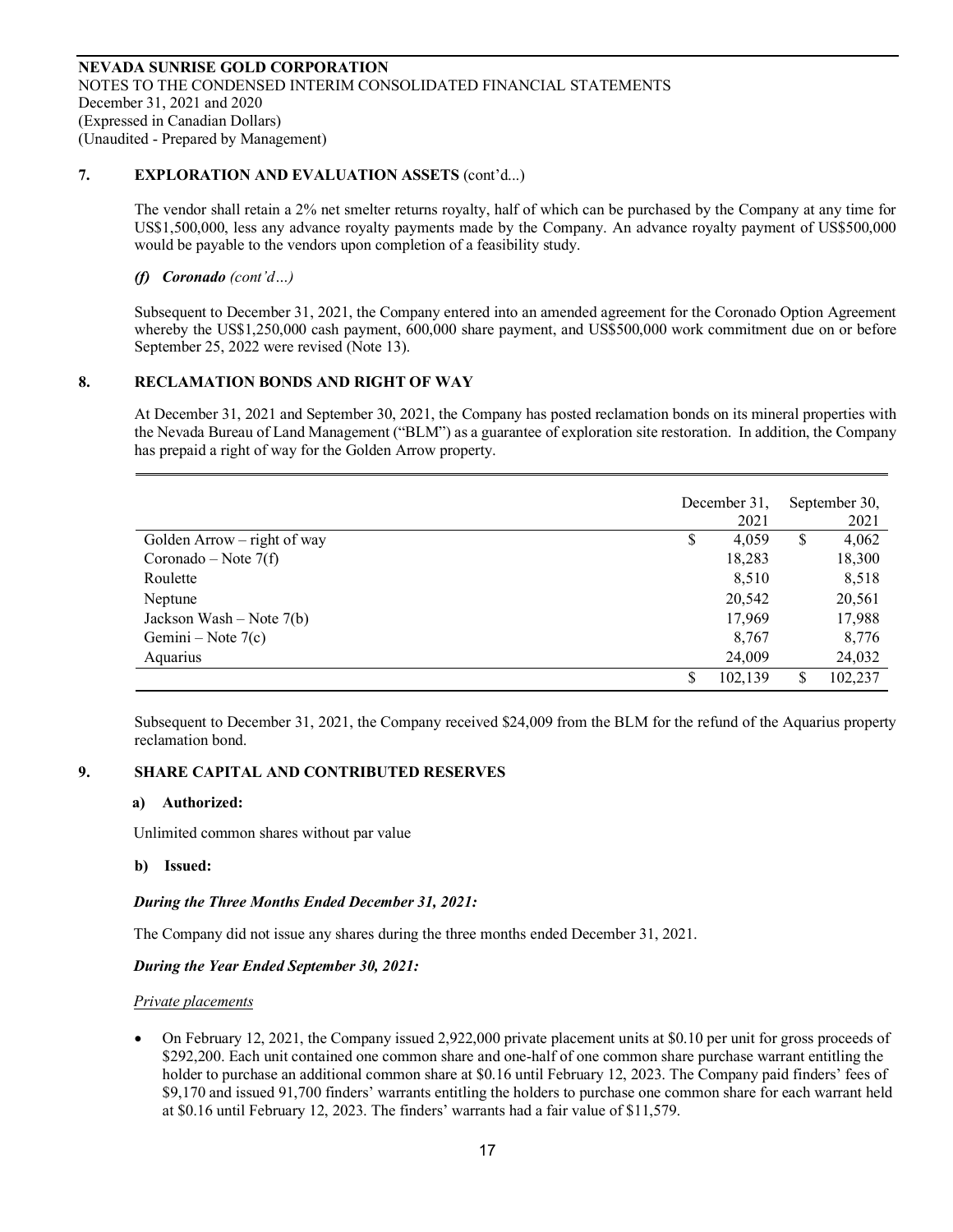**NEVADA SUNRISE GOLD CORPORATION**
NOTES TO THE CONDENSED INTERIM CONSOLIDATED FINANCIAL STATEMENTS
December 31, 2021 and 2020
(Expressed in Canadian Dollars)
(Unaudited - Prepared by Management)

## 7. EXPLORATION AND EVALUATION ASSETS (cont'd...)

The vendor shall retain a 2% net smelter returns royalty, half of which can be purchased by the Company at any time for US$1,500,000, less any advance royalty payments made by the Company. An advance royalty payment of US$500,000 would be payable to the vendors upon completion of a feasibility study.

***(f) Coronado** (cont'd…)*

Subsequent to December 31, 2021, the Company entered into an amended agreement for the Coronado Option Agreement whereby the US$1,250,000 cash payment, 600,000 share payment, and US$500,000 work commitment due on or before September 25, 2022 were revised (Note 13).

## 8. RECLAMATION BONDS AND RIGHT OF WAY

At December 31, 2021 and September 30, 2021, the Company has posted reclamation bonds on its mineral properties with the Nevada Bureau of Land Management ("BLM") as a guarantee of exploration site restoration. In addition, the Company has prepaid a right of way for the Golden Arrow property.

| | December 31, 2021 | September 30, 2021 |
|---|---|---|
| Golden Arrow – right of way | $ 4,059 | $ 4,062 |
| Coronado – Note 7(f) | 18,283 | 18,300 |
| Roulette | 8,510 | 8,518 |
| Neptune | 20,542 | 20,561 |
| Jackson Wash – Note 7(b) | 17,969 | 17,988 |
| Gemini – Note 7(c) | 8,767 | 8,776 |
| Aquarius | 24,009 | 24,032 |
| | $ 102,139 | $ 102,237 |

Subsequent to December 31, 2021, the Company received $24,009 from the BLM for the refund of the Aquarius property reclamation bond.

## 9. SHARE CAPITAL AND CONTRIBUTED RESERVES

### a) Authorized:

Unlimited common shares without par value

### b) Issued:

***During the Three Months Ended December 31, 2021:***

The Company did not issue any shares during the three months ended December 31, 2021.

***During the Year Ended September 30, 2021:***

*Private placements*

- On February 12, 2021, the Company issued 2,922,000 private placement units at $0.10 per unit for gross proceeds of $292,200. Each unit contained one common share and one-half of one common share purchase warrant entitling the holder to purchase an additional common share at $0.16 until February 12, 2023. The Company paid finders' fees of $9,170 and issued 91,700 finders' warrants entitling the holders to purchase one common share for each warrant held at $0.16 until February 12, 2023. The finders' warrants had a fair value of $11,579.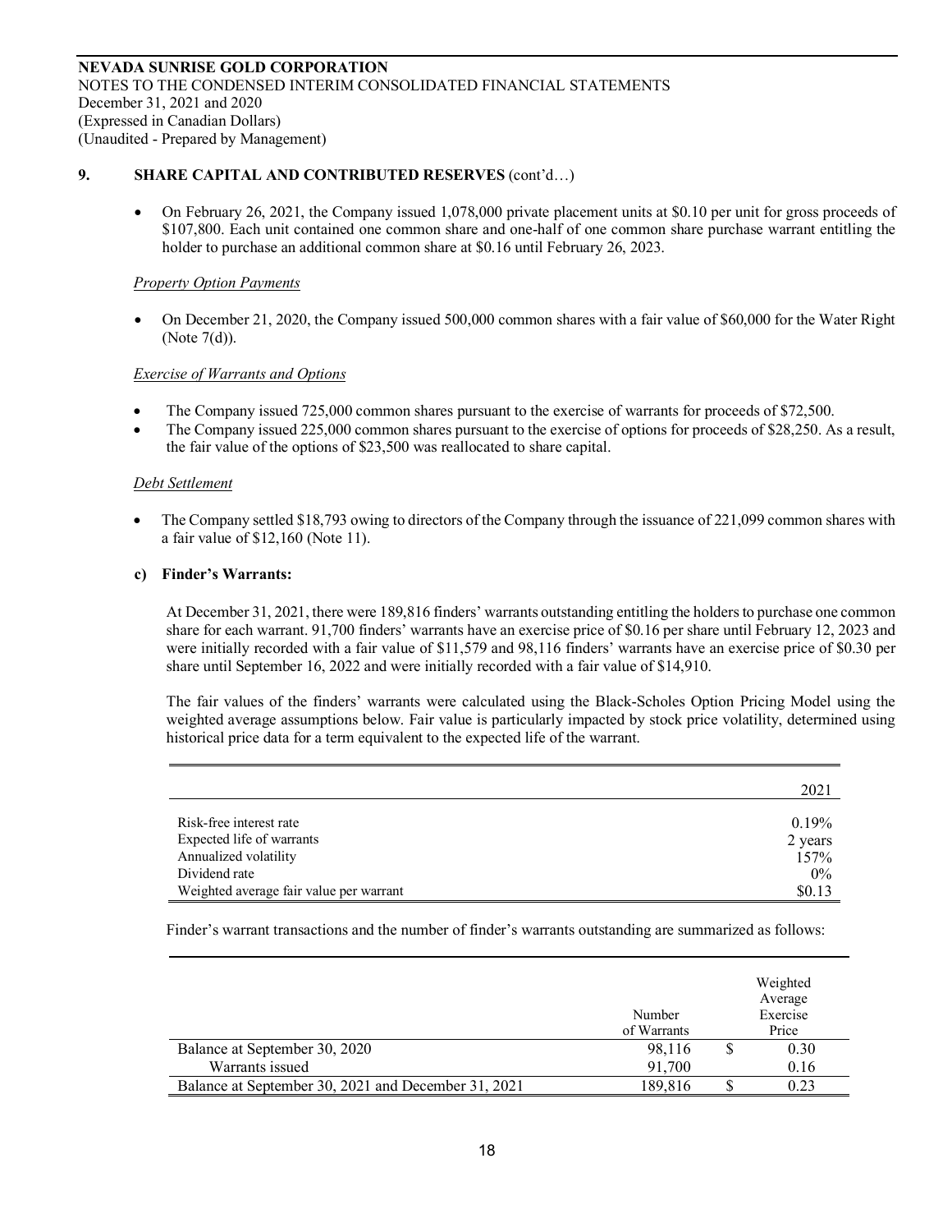**NEVADA SUNRISE GOLD CORPORATION**
NOTES TO THE CONDENSED INTERIM CONSOLIDATED FINANCIAL STATEMENTS
December 31, 2021 and 2020
(Expressed in Canadian Dollars)
(Unaudited - Prepared by Management)

## 9. SHARE CAPITAL AND CONTRIBUTED RESERVES (cont'd…)

- On February 26, 2021, the Company issued 1,078,000 private placement units at $0.10 per unit for gross proceeds of $107,800. Each unit contained one common share and one-half of one common share purchase warrant entitling the holder to purchase an additional common share at $0.16 until February 26, 2023.

*Property Option Payments*

- On December 21, 2020, the Company issued 500,000 common shares with a fair value of $60,000 for the Water Right (Note 7(d)).

*Exercise of Warrants and Options*

- The Company issued 725,000 common shares pursuant to the exercise of warrants for proceeds of $72,500.
- The Company issued 225,000 common shares pursuant to the exercise of options for proceeds of $28,250. As a result, the fair value of the options of $23,500 was reallocated to share capital.

*Debt Settlement*

- The Company settled $18,793 owing to directors of the Company through the issuance of 221,099 common shares with a fair value of $12,160 (Note 11).

**c) Finder's Warrants:**

At December 31, 2021, there were 189,816 finders' warrants outstanding entitling the holders to purchase one common share for each warrant. 91,700 finders' warrants have an exercise price of $0.16 per share until February 12, 2023 and were initially recorded with a fair value of $11,579 and 98,116 finders' warrants have an exercise price of $0.30 per share until September 16, 2022 and were initially recorded with a fair value of $14,910.

The fair values of the finders' warrants were calculated using the Black-Scholes Option Pricing Model using the weighted average assumptions below. Fair value is particularly impacted by stock price volatility, determined using historical price data for a term equivalent to the expected life of the warrant.

| | 2021 |
|---|---|
| Risk-free interest rate | 0.19% |
| Expected life of warrants | 2 years |
| Annualized volatility | 157% |
| Dividend rate | 0% |
| Weighted average fair value per warrant | $0.13 |

Finder's warrant transactions and the number of finder's warrants outstanding are summarized as follows:

| | Number of Warrants | Weighted Average Exercise Price |
|---|---|---|
| Balance at September 30, 2020 | 98,116 | $ 0.30 |
| Warrants issued | 91,700 | 0.16 |
| Balance at September 30, 2021 and December 31, 2021 | 189,816 | $ 0.23 |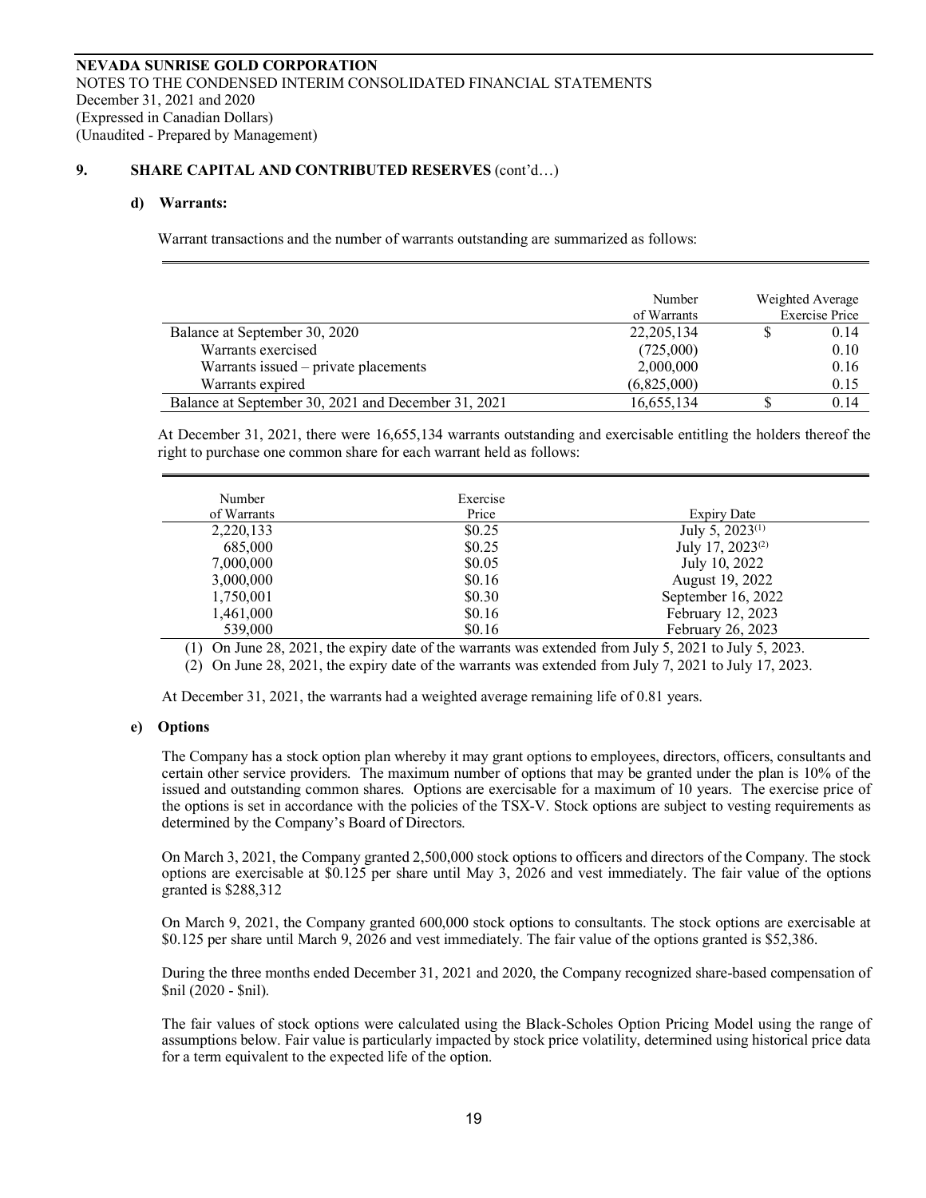**NEVADA SUNRISE GOLD CORPORATION**
NOTES TO THE CONDENSED INTERIM CONSOLIDATED FINANCIAL STATEMENTS
December 31, 2021 and 2020
(Expressed in Canadian Dollars)
(Unaudited - Prepared by Management)

## 9. SHARE CAPITAL AND CONTRIBUTED RESERVES (cont'd…)

### d) Warrants:

Warrant transactions and the number of warrants outstanding are summarized as follows:

| | Number of Warrants | Weighted Average Exercise Price |
|---|---|---|
| Balance at September 30, 2020 | 22,205,134 | $ 0.14 |
| Warrants exercised | (725,000) | 0.10 |
| Warrants issued – private placements | 2,000,000 | 0.16 |
| Warrants expired | (6,825,000) | 0.15 |
| Balance at September 30, 2021 and December 31, 2021 | 16,655,134 | $ 0.14 |

At December 31, 2021, there were 16,655,134 warrants outstanding and exercisable entitling the holders thereof the right to purchase one common share for each warrant held as follows:

| Number of Warrants | Exercise Price | Expiry Date |
|---|---|---|
| 2,220,133 | $0.25 | July 5, 2023(1) |
| 685,000 | $0.25 | July 17, 2023(2) |
| 7,000,000 | $0.05 | July 10, 2022 |
| 3,000,000 | $0.16 | August 19, 2022 |
| 1,750,001 | $0.30 | September 16, 2022 |
| 1,461,000 | $0.16 | February 12, 2023 |
| 539,000 | $0.16 | February 26, 2023 |

(1) On June 28, 2021, the expiry date of the warrants was extended from July 5, 2021 to July 5, 2023.

(2) On June 28, 2021, the expiry date of the warrants was extended from July 7, 2021 to July 17, 2023.

At December 31, 2021, the warrants had a weighted average remaining life of 0.81 years.

### e) Options

The Company has a stock option plan whereby it may grant options to employees, directors, officers, consultants and certain other service providers. The maximum number of options that may be granted under the plan is 10% of the issued and outstanding common shares. Options are exercisable for a maximum of 10 years. The exercise price of the options is set in accordance with the policies of the TSX-V. Stock options are subject to vesting requirements as determined by the Company's Board of Directors.

On March 3, 2021, the Company granted 2,500,000 stock options to officers and directors of the Company. The stock options are exercisable at $0.125 per share until May 3, 2026 and vest immediately. The fair value of the options granted is $288,312

On March 9, 2021, the Company granted 600,000 stock options to consultants. The stock options are exercisable at $0.125 per share until March 9, 2026 and vest immediately. The fair value of the options granted is $52,386.

During the three months ended December 31, 2021 and 2020, the Company recognized share-based compensation of $nil (2020 - $nil).

The fair values of stock options were calculated using the Black-Scholes Option Pricing Model using the range of assumptions below. Fair value is particularly impacted by stock price volatility, determined using historical price data for a term equivalent to the expected life of the option.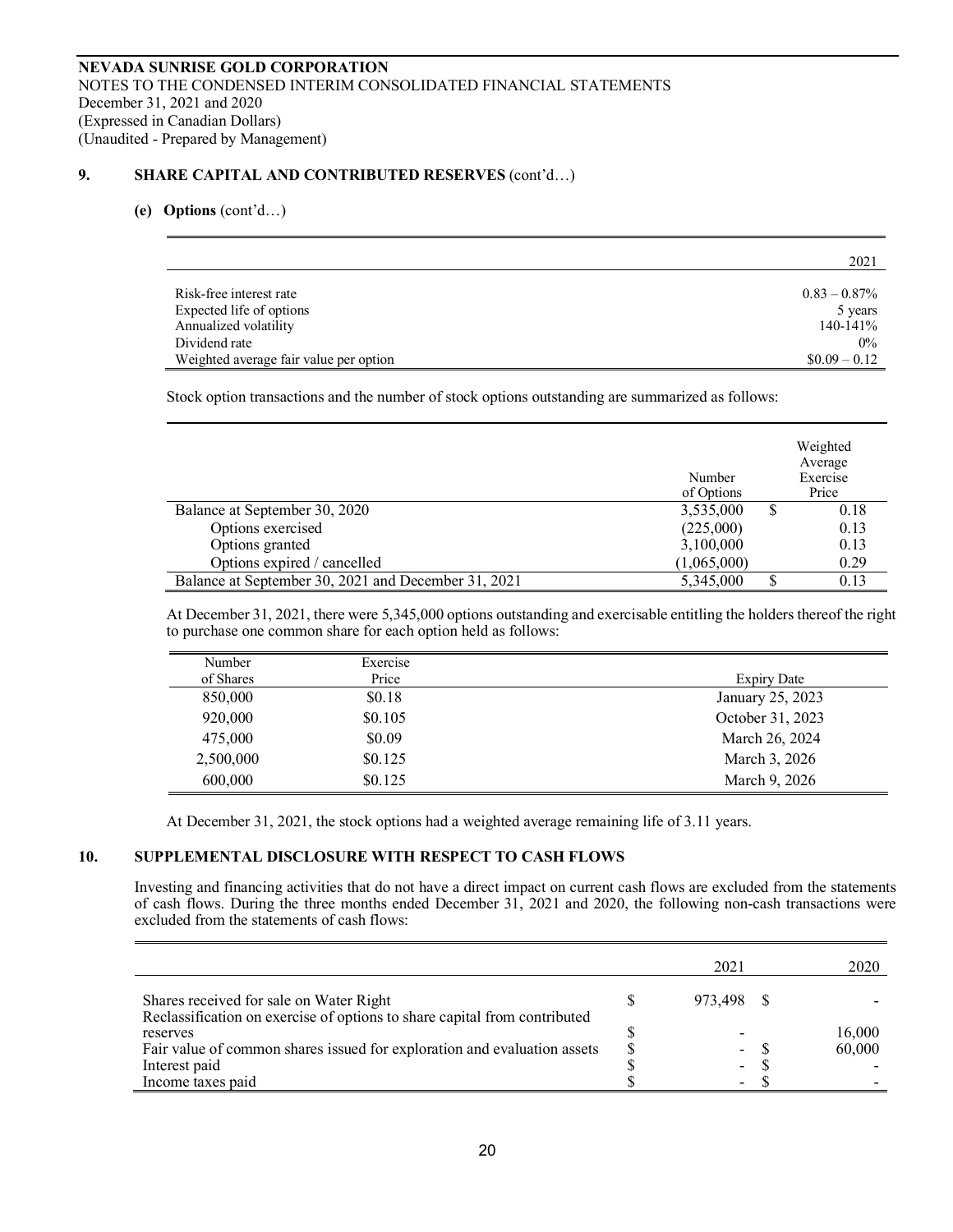**NEVADA SUNRISE GOLD CORPORATION**
NOTES TO THE CONDENSED INTERIM CONSOLIDATED FINANCIAL STATEMENTS
December 31, 2021 and 2020
(Expressed in Canadian Dollars)
(Unaudited - Prepared by Management)

## 9. SHARE CAPITAL AND CONTRIBUTED RESERVES (cont'd…)

### (e) Options (cont'd…)

| | 2021 |
|---|---|
| Risk-free interest rate | 0.83 – 0.87% |
| Expected life of options | 5 years |
| Annualized volatility | 140-141% |
| Dividend rate | 0% |
| Weighted average fair value per option | $0.09 – 0.12 |

Stock option transactions and the number of stock options outstanding are summarized as follows:

| | Number of Options | Weighted Average Exercise Price |
|---|---|---|
| Balance at September 30, 2020 | 3,535,000 | $ 0.18 |
| Options exercised | (225,000) | 0.13 |
| Options granted | 3,100,000 | 0.13 |
| Options expired / cancelled | (1,065,000) | 0.29 |
| Balance at September 30, 2021 and December 31, 2021 | 5,345,000 | $ 0.13 |

At December 31, 2021, there were 5,345,000 options outstanding and exercisable entitling the holders thereof the right to purchase one common share for each option held as follows:

| Number of Shares | Exercise Price | Expiry Date |
|---|---|---|
| 850,000 | $0.18 | January 25, 2023 |
| 920,000 | $0.105 | October 31, 2023 |
| 475,000 | $0.09 | March 26, 2024 |
| 2,500,000 | $0.125 | March 3, 2026 |
| 600,000 | $0.125 | March 9, 2026 |

At December 31, 2021, the stock options had a weighted average remaining life of 3.11 years.

## 10. SUPPLEMENTAL DISCLOSURE WITH RESPECT TO CASH FLOWS

Investing and financing activities that do not have a direct impact on current cash flows are excluded from the statements of cash flows. During the three months ended December 31, 2021 and 2020, the following non-cash transactions were excluded from the statements of cash flows:

| | 2021 | 2020 |
|---|---|---|
| Shares received for sale on Water Right | $ 973,498 | $ - |
| Reclassification on exercise of options to share capital from contributed reserves | $ - | 16,000 |
| Fair value of common shares issued for exploration and evaluation assets | $ - | $ 60,000 |
| Interest paid | $ - | $ - |
| Income taxes paid | $ - | $ - |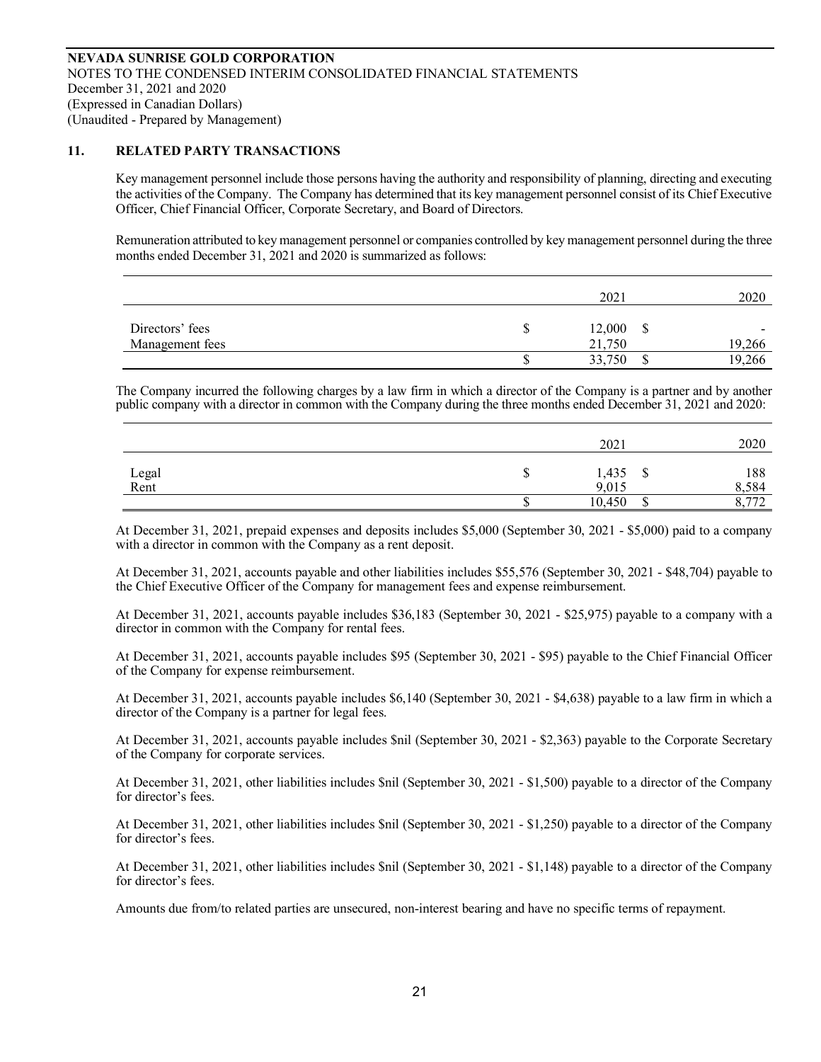**NEVADA SUNRISE GOLD CORPORATION**
NOTES TO THE CONDENSED INTERIM CONSOLIDATED FINANCIAL STATEMENTS
December 31, 2021 and 2020
(Expressed in Canadian Dollars)
(Unaudited - Prepared by Management)

## 11. RELATED PARTY TRANSACTIONS

Key management personnel include those persons having the authority and responsibility of planning, directing and executing the activities of the Company. The Company has determined that its key management personnel consist of its Chief Executive Officer, Chief Financial Officer, Corporate Secretary, and Board of Directors.

Remuneration attributed to key management personnel or companies controlled by key management personnel during the three months ended December 31, 2021 and 2020 is summarized as follows:

| | 2021 | 2020 |
|---|---|---|
| Directors' fees | $ 12,000 | $ - |
| Management fees | 21,750 | 19,266 |
| | $ 33,750 | $ 19,266 |

The Company incurred the following charges by a law firm in which a director of the Company is a partner and by another public company with a director in common with the Company during the three months ended December 31, 2021 and 2020:

| | 2021 | 2020 |
|---|---|---|
| Legal | $ 1,435 | $ 188 |
| Rent | 9,015 | 8,584 |
| | $ 10,450 | $ 8,772 |

At December 31, 2021, prepaid expenses and deposits includes $5,000 (September 30, 2021 - $5,000) paid to a company with a director in common with the Company as a rent deposit.

At December 31, 2021, accounts payable and other liabilities includes $55,576 (September 30, 2021 - $48,704) payable to the Chief Executive Officer of the Company for management fees and expense reimbursement.

At December 31, 2021, accounts payable includes $36,183 (September 30, 2021 - $25,975) payable to a company with a director in common with the Company for rental fees.

At December 31, 2021, accounts payable includes $95 (September 30, 2021 - $95) payable to the Chief Financial Officer of the Company for expense reimbursement.

At December 31, 2021, accounts payable includes $6,140 (September 30, 2021 - $4,638) payable to a law firm in which a director of the Company is a partner for legal fees.

At December 31, 2021, accounts payable includes $nil (September 30, 2021 - $2,363) payable to the Corporate Secretary of the Company for corporate services.

At December 31, 2021, other liabilities includes $nil (September 30, 2021 - $1,500) payable to a director of the Company for director's fees.

At December 31, 2021, other liabilities includes $nil (September 30, 2021 - $1,250) payable to a director of the Company for director's fees.

At December 31, 2021, other liabilities includes $nil (September 30, 2021 - $1,148) payable to a director of the Company for director's fees.

Amounts due from/to related parties are unsecured, non-interest bearing and have no specific terms of repayment.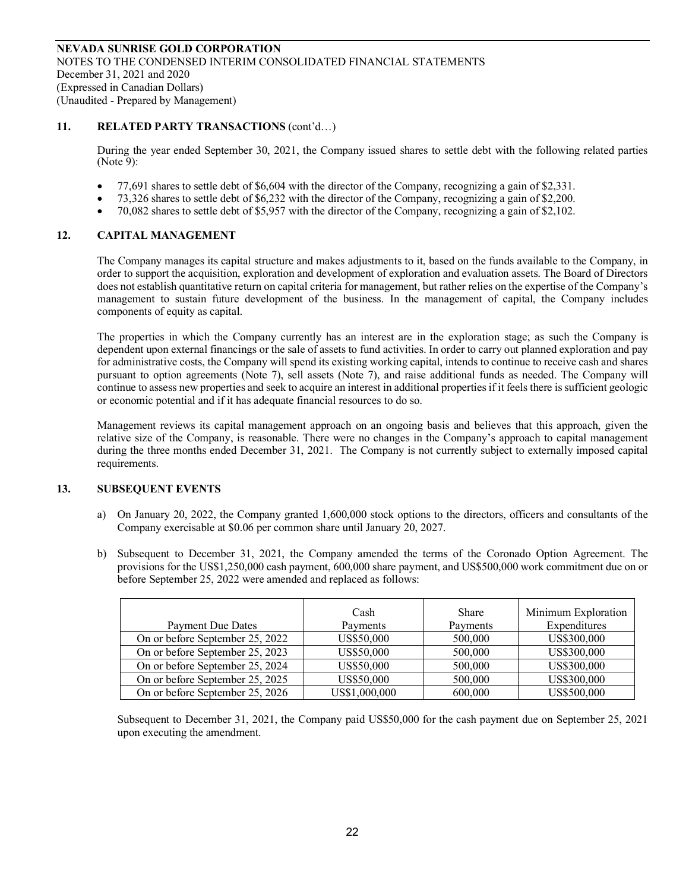## 11. RELATED PARTY TRANSACTIONS (cont'd…)

During the year ended September 30, 2021, the Company issued shares to settle debt with the following related parties (Note 9):

- 77,691 shares to settle debt of $6,604 with the director of the Company, recognizing a gain of $2,331.
- 73,326 shares to settle debt of $6,232 with the director of the Company, recognizing a gain of $2,200.
- 70,082 shares to settle debt of $5,957 with the director of the Company, recognizing a gain of $2,102.

## 12. CAPITAL MANAGEMENT

The Company manages its capital structure and makes adjustments to it, based on the funds available to the Company, in order to support the acquisition, exploration and development of exploration and evaluation assets. The Board of Directors does not establish quantitative return on capital criteria for management, but rather relies on the expertise of the Company's management to sustain future development of the business. In the management of capital, the Company includes components of equity as capital.

The properties in which the Company currently has an interest are in the exploration stage; as such the Company is dependent upon external financings or the sale of assets to fund activities. In order to carry out planned exploration and pay for administrative costs, the Company will spend its existing working capital, intends to continue to receive cash and shares pursuant to option agreements (Note 7), sell assets (Note 7), and raise additional funds as needed. The Company will continue to assess new properties and seek to acquire an interest in additional properties if it feels there is sufficient geologic or economic potential and if it has adequate financial resources to do so.

Management reviews its capital management approach on an ongoing basis and believes that this approach, given the relative size of the Company, is reasonable. There were no changes in the Company's approach to capital management during the three months ended December 31, 2021. The Company is not currently subject to externally imposed capital requirements.

## 13. SUBSEQUENT EVENTS

a) On January 20, 2022, the Company granted 1,600,000 stock options to the directors, officers and consultants of the Company exercisable at $0.06 per common share until January 20, 2027.

b) Subsequent to December 31, 2021, the Company amended the terms of the Coronado Option Agreement. The provisions for the US$1,250,000 cash payment, 600,000 share payment, and US$500,000 work commitment due on or before September 25, 2022 were amended and replaced as follows:

| Payment Due Dates | Cash Payments | Share Payments | Minimum Exploration Expenditures |
|---|---|---|---|
| On or before September 25, 2022 | US$50,000 | 500,000 | US$300,000 |
| On or before September 25, 2023 | US$50,000 | 500,000 | US$300,000 |
| On or before September 25, 2024 | US$50,000 | 500,000 | US$300,000 |
| On or before September 25, 2025 | US$50,000 | 500,000 | US$300,000 |
| On or before September 25, 2026 | US$1,000,000 | 600,000 | US$500,000 |

Subsequent to December 31, 2021, the Company paid US$50,000 for the cash payment due on September 25, 2021 upon executing the amendment.